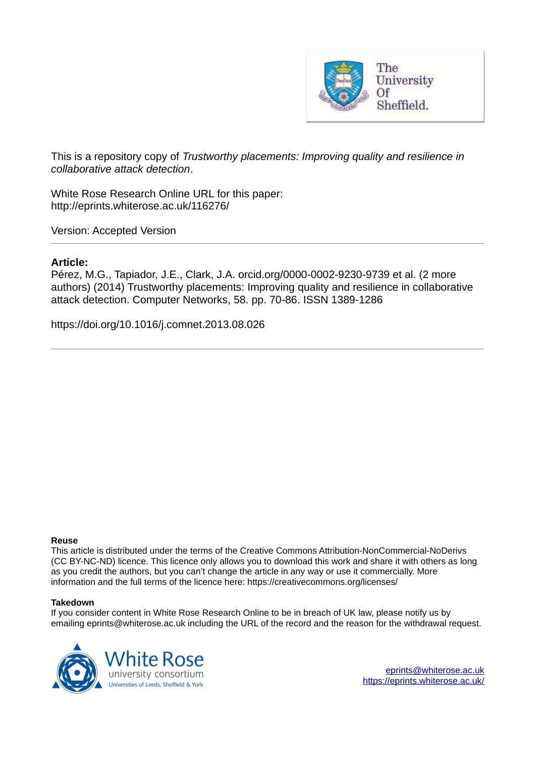This is a repository copy of *Trustworthy placements: Improving quality and resilience in collaborative attack detection*.

White Rose Research Online URL for this paper:
http://eprints.whiterose.ac.uk/116276/

Version: Accepted Version

---

**Article:**

Pérez, M.G., Tapiador, J.E., Clark, J.A. orcid.org/0000-0002-9230-9739 et al. (2 more authors) (2014) Trustworthy placements: Improving quality and resilience in collaborative attack detection. Computer Networks, 58. pp. 70-86. ISSN 1389-1286

https://doi.org/10.1016/j.comnet.2013.08.026

---

**Reuse**

This article is distributed under the terms of the Creative Commons Attribution-NonCommercial-NoDerivs (CC BY-NC-ND) licence. This licence only allows you to download this work and share it with others as long as you credit the authors, but you can't change the article in any way or use it commercially. More information and the full terms of the licence here: https://creativecommons.org/licenses/

**Takedown**

If you consider content in White Rose Research Online to be in breach of UK law, please notify us by emailing eprints@whiterose.ac.uk including the URL of the record and the reason for the withdrawal request.

eprints@whiterose.ac.uk
https://eprints.whiterose.ac.uk/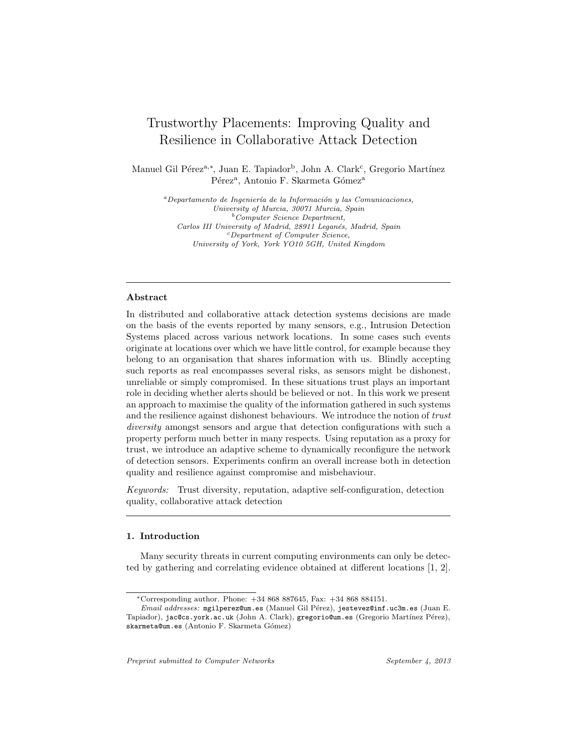# Trustworthy Placements: Improving Quality and Resilience in Collaborative Attack Detection

Manuel Gil Pérez[a,*], Juan E. Tapiador[b], John A. Clark[c], Gregorio Martínez Pérez[a], Antonio F. Skarmeta Gómez[a]

[a] *Departamento de Ingeniería de la Información y las Comunicaciones, University of Murcia, 30071 Murcia, Spain*
[b] *Computer Science Department, Carlos III University of Madrid, 28911 Leganés, Madrid, Spain*
[c] *Department of Computer Science, University of York, York YO10 5GH, United Kingdom*

---

## Abstract

In distributed and collaborative attack detection systems decisions are made on the basis of the events reported by many sensors, e.g., Intrusion Detection Systems placed across various network locations. In some cases such events originate at locations over which we have little control, for example because they belong to an organisation that shares information with us. Blindly accepting such reports as real encompasses several risks, as sensors might be dishonest, unreliable or simply compromised. In these situations trust plays an important role in deciding whether alerts should be believed or not. In this work we present an approach to maximise the quality of the information gathered in such systems and the resilience against dishonest behaviours. We introduce the notion of *trust diversity* amongst sensors and argue that detection configurations with such a property perform much better in many respects. Using reputation as a proxy for trust, we introduce an adaptive scheme to dynamically reconfigure the network of detection sensors. Experiments confirm an overall increase both in detection quality and resilience against compromise and misbehaviour.

*Keywords:* Trust diversity, reputation, adaptive self-configuration, detection quality, collaborative attack detection

---

## 1. Introduction

Many security threats in current computing environments can only be detected by gathering and correlating evidence obtained at different locations [1, 2].

---

*Corresponding author. Phone: +34 868 887645, Fax: +34 868 884151.
*Email addresses:* mgilperez@um.es (Manuel Gil Pérez), jestevez@inf.uc3m.es (Juan E. Tapiador), jac@cs.york.ac.uk (John A. Clark), gregorio@um.es (Gregorio Martínez Pérez), skarmeta@um.es (Antonio F. Skarmeta Gómez)

*Preprint submitted to Computer Networks* — *September 4, 2013*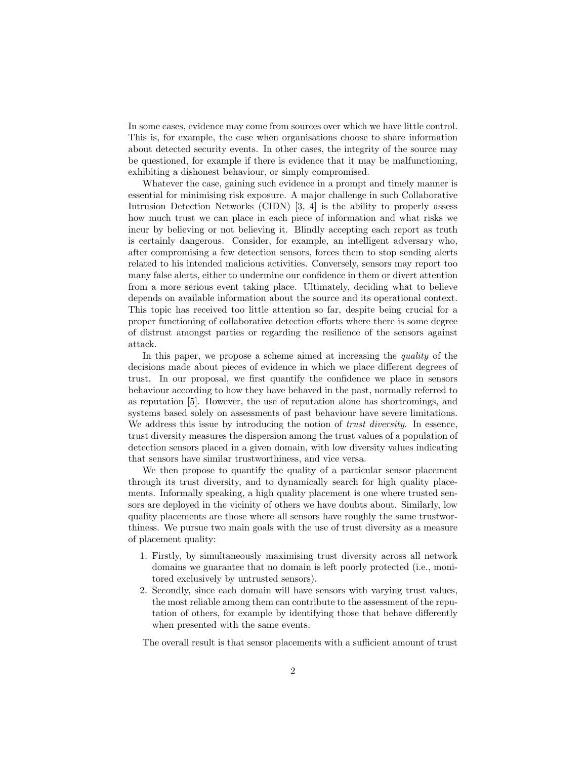In some cases, evidence may come from sources over which we have little control. This is, for example, the case when organisations choose to share information about detected security events. In other cases, the integrity of the source may be questioned, for example if there is evidence that it may be malfunctioning, exhibiting a dishonest behaviour, or simply compromised.

Whatever the case, gaining such evidence in a prompt and timely manner is essential for minimising risk exposure. A major challenge in such Collaborative Intrusion Detection Networks (CIDN) [3, 4] is the ability to properly assess how much trust we can place in each piece of information and what risks we incur by believing or not believing it. Blindly accepting each report as truth is certainly dangerous. Consider, for example, an intelligent adversary who, after compromising a few detection sensors, forces them to stop sending alerts related to his intended malicious activities. Conversely, sensors may report too many false alerts, either to undermine our confidence in them or divert attention from a more serious event taking place. Ultimately, deciding what to believe depends on available information about the source and its operational context. This topic has received too little attention so far, despite being crucial for a proper functioning of collaborative detection efforts where there is some degree of distrust amongst parties or regarding the resilience of the sensors against attack.

In this paper, we propose a scheme aimed at increasing the *quality* of the decisions made about pieces of evidence in which we place different degrees of trust. In our proposal, we first quantify the confidence we place in sensors behaviour according to how they have behaved in the past, normally referred to as reputation [5]. However, the use of reputation alone has shortcomings, and systems based solely on assessments of past behaviour have severe limitations. We address this issue by introducing the notion of *trust diversity*. In essence, trust diversity measures the dispersion among the trust values of a population of detection sensors placed in a given domain, with low diversity values indicating that sensors have similar trustworthiness, and vice versa.

We then propose to quantify the quality of a particular sensor placement through its trust diversity, and to dynamically search for high quality placements. Informally speaking, a high quality placement is one where trusted sensors are deployed in the vicinity of others we have doubts about. Similarly, low quality placements are those where all sensors have roughly the same trustworthiness. We pursue two main goals with the use of trust diversity as a measure of placement quality:

1. Firstly, by simultaneously maximising trust diversity across all network domains we guarantee that no domain is left poorly protected (i.e., monitored exclusively by untrusted sensors).
2. Secondly, since each domain will have sensors with varying trust values, the most reliable among them can contribute to the assessment of the reputation of others, for example by identifying those that behave differently when presented with the same events.

The overall result is that sensor placements with a sufficient amount of trust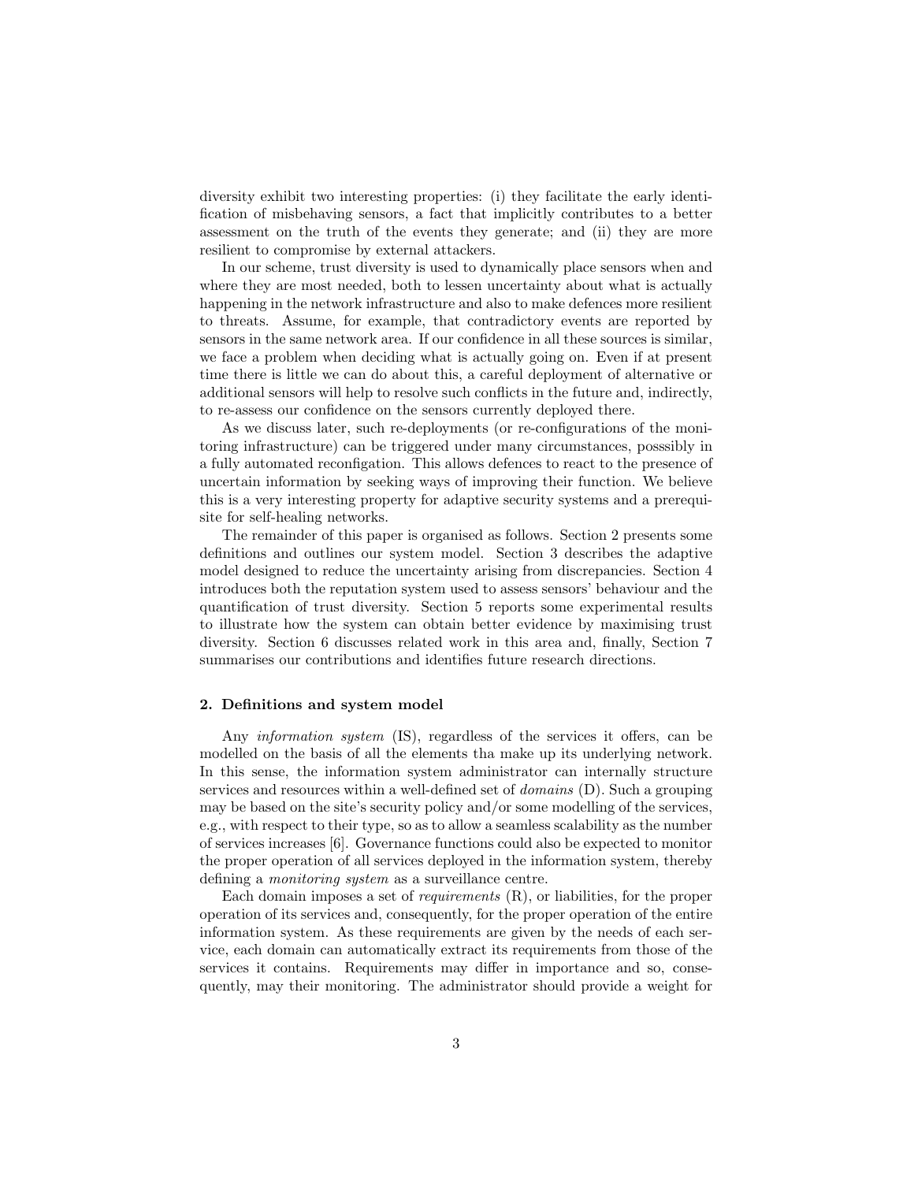diversity exhibit two interesting properties: (i) they facilitate the early identification of misbehaving sensors, a fact that implicitly contributes to a better assessment on the truth of the events they generate; and (ii) they are more resilient to compromise by external attackers.

In our scheme, trust diversity is used to dynamically place sensors when and where they are most needed, both to lessen uncertainty about what is actually happening in the network infrastructure and also to make defences more resilient to threats. Assume, for example, that contradictory events are reported by sensors in the same network area. If our confidence in all these sources is similar, we face a problem when deciding what is actually going on. Even if at present time there is little we can do about this, a careful deployment of alternative or additional sensors will help to resolve such conflicts in the future and, indirectly, to re-assess our confidence on the sensors currently deployed there.

As we discuss later, such re-deployments (or re-configurations of the monitoring infrastructure) can be triggered under many circumstances, posssibly in a fully automated reconfigation. This allows defences to react to the presence of uncertain information by seeking ways of improving their function. We believe this is a very interesting property for adaptive security systems and a prerequisite for self-healing networks.

The remainder of this paper is organised as follows. Section 2 presents some definitions and outlines our system model. Section 3 describes the adaptive model designed to reduce the uncertainty arising from discrepancies. Section 4 introduces both the reputation system used to assess sensors' behaviour and the quantification of trust diversity. Section 5 reports some experimental results to illustrate how the system can obtain better evidence by maximising trust diversity. Section 6 discusses related work in this area and, finally, Section 7 summarises our contributions and identifies future research directions.

## 2. Definitions and system model

Any *information system* (IS), regardless of the services it offers, can be modelled on the basis of all the elements tha make up its underlying network. In this sense, the information system administrator can internally structure services and resources within a well-defined set of *domains* (D). Such a grouping may be based on the site's security policy and/or some modelling of the services, e.g., with respect to their type, so as to allow a seamless scalability as the number of services increases [6]. Governance functions could also be expected to monitor the proper operation of all services deployed in the information system, thereby defining a *monitoring system* as a surveillance centre.

Each domain imposes a set of *requirements* (R), or liabilities, for the proper operation of its services and, consequently, for the proper operation of the entire information system. As these requirements are given by the needs of each service, each domain can automatically extract its requirements from those of the services it contains. Requirements may differ in importance and so, consequently, may their monitoring. The administrator should provide a weight for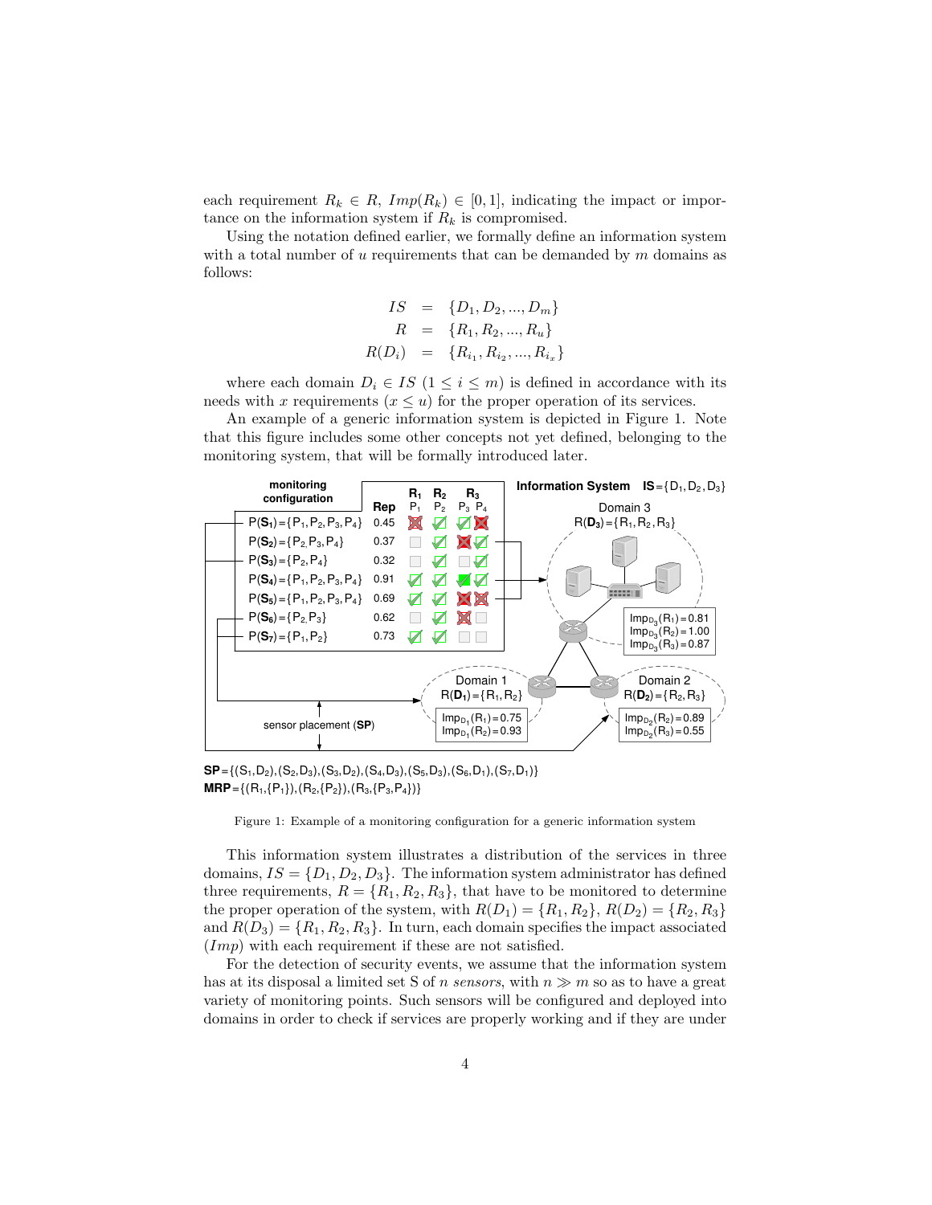each requirement $R_k \in R$, $Imp(R_k) \in [0,1]$, indicating the impact or importance on the information system if $R_k$ is compromised.

Using the notation defined earlier, we formally define an information system with a total number of $u$ requirements that can be demanded by $m$ domains as follows:

$$
\begin{aligned}
IS &= \{D_1, D_2, ..., D_m\} \\
R &= \{R_1, R_2, ..., R_u\} \\
R(D_i) &= \{R_{i_1}, R_{i_2}, ..., R_{i_x}\}
\end{aligned}
$$

where each domain $D_i \in IS$ $(1 \leq i \leq m)$ is defined in accordance with its needs with $x$ requirements $(x \leq u)$ for the proper operation of its services.

An example of a generic information system is depicted in Figure 1. Note that this figure includes some other concepts not yet defined, belonging to the monitoring system, that will be formally introduced later.

Figure 1: Example of a monitoring configuration for a generic information system

This information system illustrates a distribution of the services in three domains, $IS = \{D_1, D_2, D_3\}$. The information system administrator has defined three requirements, $R = \{R_1, R_2, R_3\}$, that have to be monitored to determine the proper operation of the system, with $R(D_1) = \{R_1, R_2\}$, $R(D_2) = \{R_2, R_3\}$ and $R(D_3) = \{R_1, R_2, R_3\}$. In turn, each domain specifies the impact associated ($Imp$) with each requirement if these are not satisfied.

For the detection of security events, we assume that the information system has at its disposal a limited set S of $n$ *sensors*, with $n \gg m$ so as to have a great variety of monitoring points. Such sensors will be configured and deployed into domains in order to check if services are properly working and if they are under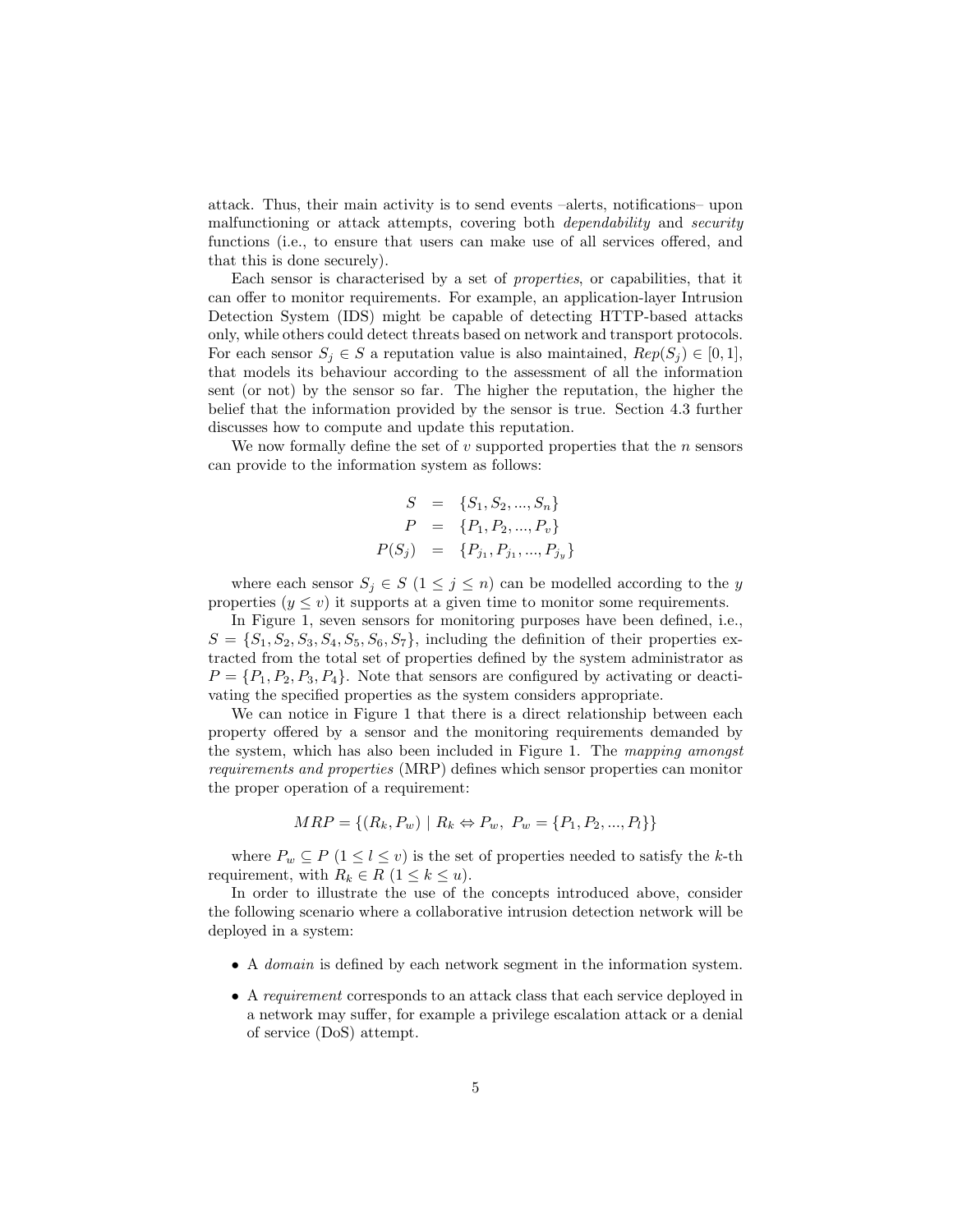attack. Thus, their main activity is to send events –alerts, notifications– upon malfunctioning or attack attempts, covering both *dependability* and *security* functions (i.e., to ensure that users can make use of all services offered, and that this is done securely).

Each sensor is characterised by a set of *properties*, or capabilities, that it can offer to monitor requirements. For example, an application-layer Intrusion Detection System (IDS) might be capable of detecting HTTP-based attacks only, while others could detect threats based on network and transport protocols. For each sensor $S_j \in S$ a reputation value is also maintained, $Rep(S_j) \in [0, 1]$, that models its behaviour according to the assessment of all the information sent (or not) by the sensor so far. The higher the reputation, the higher the belief that the information provided by the sensor is true. Section 4.3 further discusses how to compute and update this reputation.

We now formally define the set of $v$ supported properties that the $n$ sensors can provide to the information system as follows:

$$
\begin{aligned}
S &= \{S_1, S_2, ..., S_n\} \\
P &= \{P_1, P_2, ..., P_v\} \\
P(S_j) &= \{P_{j_1}, P_{j_1}, ..., P_{j_y}\}
\end{aligned}
$$

where each sensor $S_j \in S$ $(1 \leq j \leq n)$ can be modelled according to the $y$ properties $(y \leq v)$ it supports at a given time to monitor some requirements.

In Figure 1, seven sensors for monitoring purposes have been defined, i.e., $S = \{S_1, S_2, S_3, S_4, S_5, S_6, S_7\}$, including the definition of their properties extracted from the total set of properties defined by the system administrator as $P = \{P_1, P_2, P_3, P_4\}$. Note that sensors are configured by activating or deactivating the specified properties as the system considers appropriate.

We can notice in Figure 1 that there is a direct relationship between each property offered by a sensor and the monitoring requirements demanded by the system, which has also been included in Figure 1. The *mapping amongst requirements and properties* (MRP) defines which sensor properties can monitor the proper operation of a requirement:

$$
MRP = \{(R_k, P_w) \mid R_k \Leftrightarrow P_w,\ P_w = \{P_1, P_2, ..., P_l\}\}
$$

where $P_w \subseteq P$ $(1 \leq l \leq v)$ is the set of properties needed to satisfy the $k$-th requirement, with $R_k \in R$ $(1 \leq k \leq u)$.

In order to illustrate the use of the concepts introduced above, consider the following scenario where a collaborative intrusion detection network will be deployed in a system:

- A *domain* is defined by each network segment in the information system.
- A *requirement* corresponds to an attack class that each service deployed in a network may suffer, for example a privilege escalation attack or a denial of service (DoS) attempt.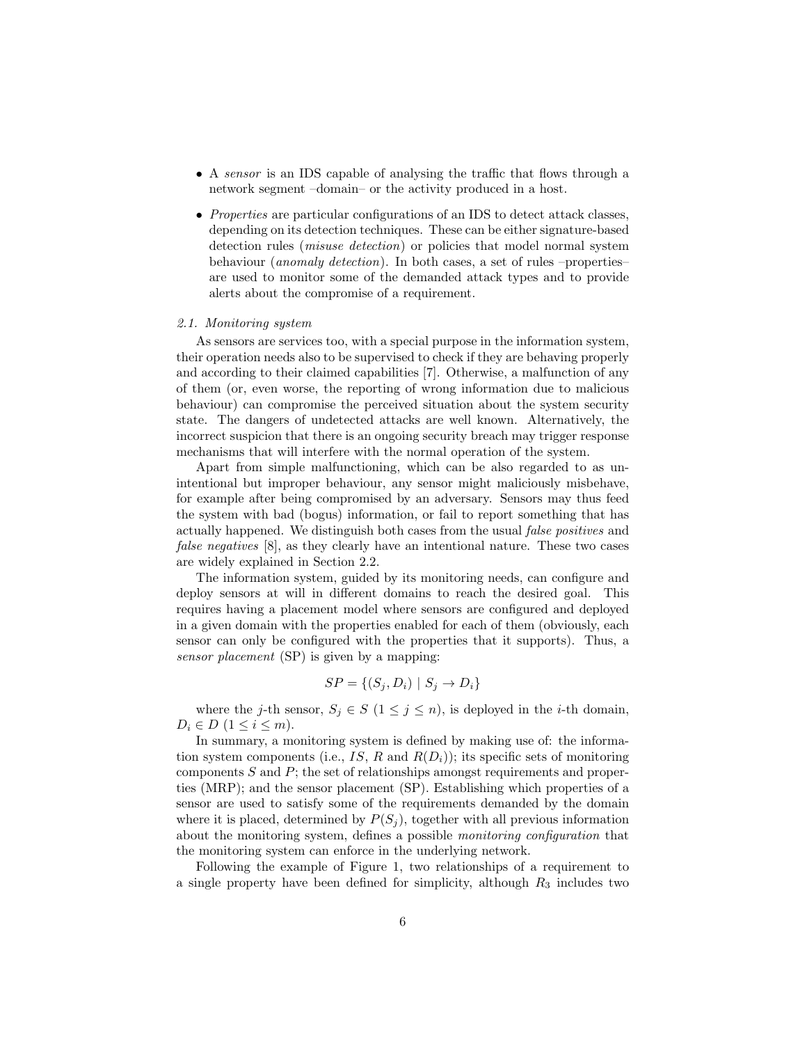- A *sensor* is an IDS capable of analysing the traffic that flows through a network segment –domain– or the activity produced in a host.
- *Properties* are particular configurations of an IDS to detect attack classes, depending on its detection techniques. These can be either signature-based detection rules (*misuse detection*) or policies that model normal system behaviour (*anomaly detection*). In both cases, a set of rules –properties– are used to monitor some of the demanded attack types and to provide alerts about the compromise of a requirement.

### *2.1. Monitoring system*

As sensors are services too, with a special purpose in the information system, their operation needs also to be supervised to check if they are behaving properly and according to their claimed capabilities [7]. Otherwise, a malfunction of any of them (or, even worse, the reporting of wrong information due to malicious behaviour) can compromise the perceived situation about the system security state. The dangers of undetected attacks are well known. Alternatively, the incorrect suspicion that there is an ongoing security breach may trigger response mechanisms that will interfere with the normal operation of the system.

Apart from simple malfunctioning, which can be also regarded to as unintentional but improper behaviour, any sensor might maliciously misbehave, for example after being compromised by an adversary. Sensors may thus feed the system with bad (bogus) information, or fail to report something that has actually happened. We distinguish both cases from the usual *false positives* and *false negatives* [8], as they clearly have an intentional nature. These two cases are widely explained in Section 2.2.

The information system, guided by its monitoring needs, can configure and deploy sensors at will in different domains to reach the desired goal. This requires having a placement model where sensors are configured and deployed in a given domain with the properties enabled for each of them (obviously, each sensor can only be configured with the properties that it supports). Thus, a *sensor placement* (SP) is given by a mapping:

$$SP = \{(S_j, D_i) \mid S_j \to D_i\}$$

where the $j$-th sensor, $S_j \in S$ $(1 \leq j \leq n)$, is deployed in the $i$-th domain, $D_i \in D$ $(1 \leq i \leq m)$.

In summary, a monitoring system is defined by making use of: the information system components (i.e., $IS$, $R$ and $R(D_i)$); its specific sets of monitoring components $S$ and $P$; the set of relationships amongst requirements and properties (MRP); and the sensor placement (SP). Establishing which properties of a sensor are used to satisfy some of the requirements demanded by the domain where it is placed, determined by $P(S_j)$, together with all previous information about the monitoring system, defines a possible *monitoring configuration* that the monitoring system can enforce in the underlying network.

Following the example of Figure 1, two relationships of a requirement to a single property have been defined for simplicity, although $R_3$ includes two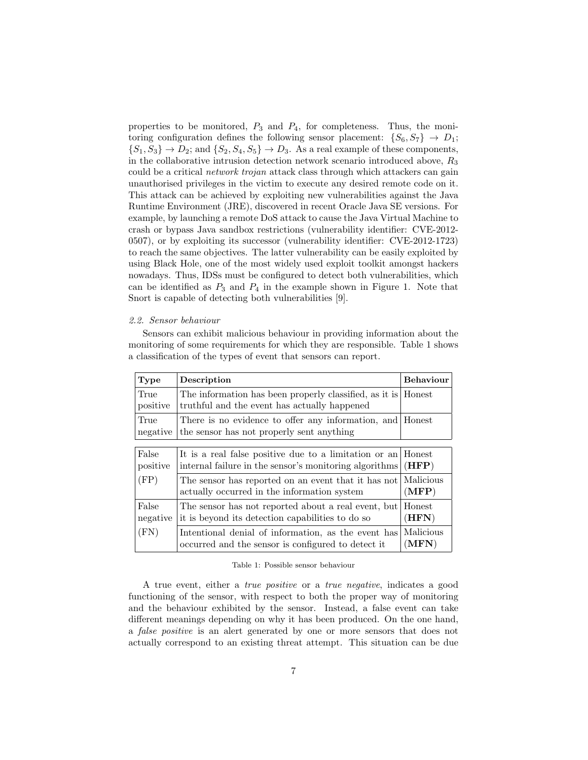properties to be monitored, $P_3$ and $P_4$, for completeness. Thus, the monitoring configuration defines the following sensor placement: $\{S_6, S_7\} \rightarrow D_1$; $\{S_1, S_3\} \rightarrow D_2$; and $\{S_2, S_4, S_5\} \rightarrow D_3$. As a real example of these components, in the collaborative intrusion detection network scenario introduced above, $R_3$ could be a critical *network trojan* attack class through which attackers can gain unauthorised privileges in the victim to execute any desired remote code on it. This attack can be achieved by exploiting new vulnerabilities against the Java Runtime Environment (JRE), discovered in recent Oracle Java SE versions. For example, by launching a remote DoS attack to cause the Java Virtual Machine to crash or bypass Java sandbox restrictions (vulnerability identifier: CVE-2012-0507), or by exploiting its successor (vulnerability identifier: CVE-2012-1723) to reach the same objectives. The latter vulnerability can be easily exploited by using Black Hole, one of the most widely used exploit toolkit amongst hackers nowadays. Thus, IDSs must be configured to detect both vulnerabilities, which can be identified as $P_3$ and $P_4$ in the example shown in Figure 1. Note that Snort is capable of detecting both vulnerabilities [9].

### *2.2. Sensor behaviour*

Sensors can exhibit malicious behaviour in providing information about the monitoring of some requirements for which they are responsible. Table 1 shows a classification of the types of event that sensors can report.

| **Type** | **Description** | **Behaviour** |
|---|---|---|
| True positive | The information has been properly classified, as it is truthful and the event has actually happened | Honest |
| True negative | There is no evidence to offer any information, and the sensor has not properly sent anything | Honest |
| False positive (FP) | It is a real false positive due to a limitation or an internal failure in the sensor's monitoring algorithms | Honest (**HFP**) |
| | The sensor has reported on an event that it has not actually occurred in the information system | Malicious (**MFP**) |
| False negative (FN) | The sensor has not reported about a real event, but it is beyond its detection capabilities to do so | Honest (**HFN**) |
| | Intentional denial of information, as the event has occurred and the sensor is configured to detect it | Malicious (**MFN**) |

Table 1: Possible sensor behaviour

A true event, either a *true positive* or a *true negative*, indicates a good functioning of the sensor, with respect to both the proper way of monitoring and the behaviour exhibited by the sensor. Instead, a false event can take different meanings depending on why it has been produced. On the one hand, a *false positive* is an alert generated by one or more sensors that does not actually correspond to an existing threat attempt. This situation can be due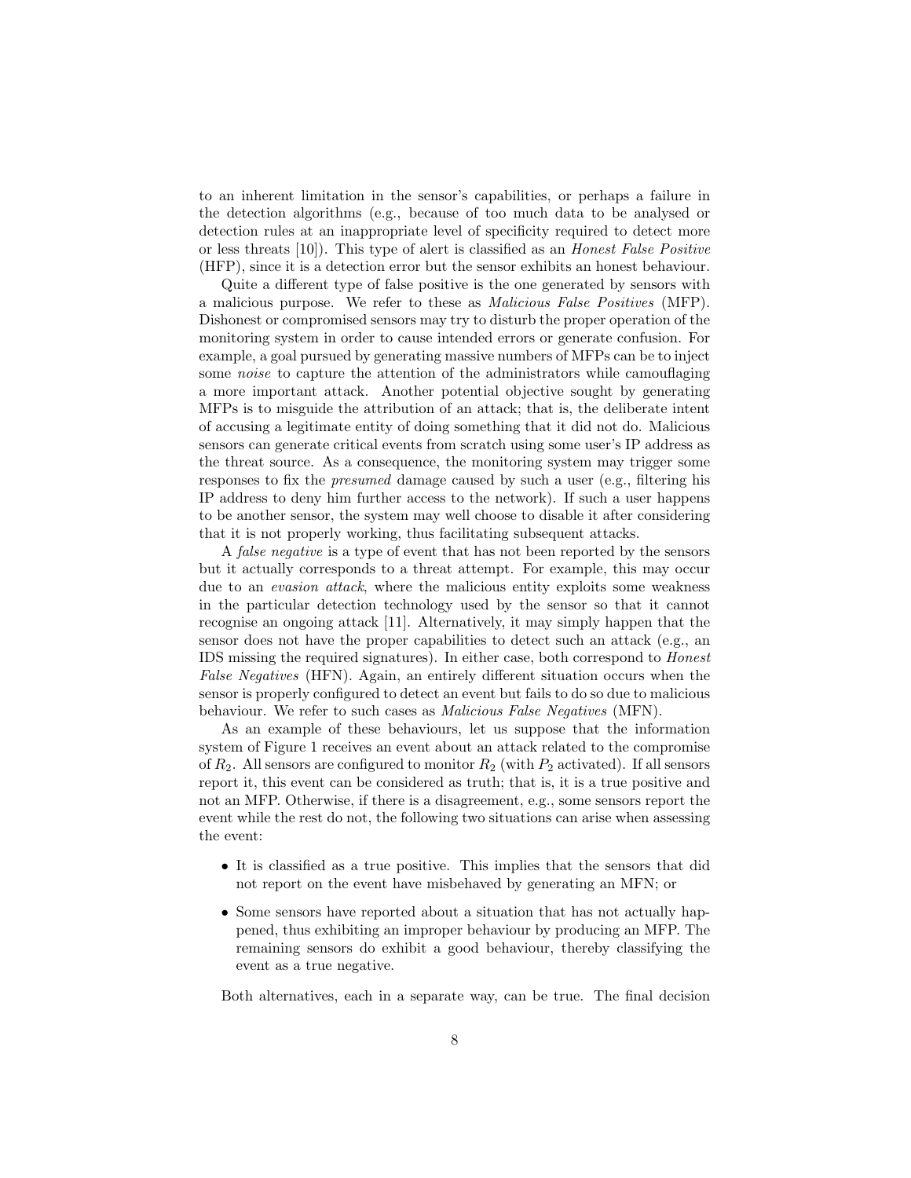to an inherent limitation in the sensor's capabilities, or perhaps a failure in the detection algorithms (e.g., because of too much data to be analysed or detection rules at an inappropriate level of specificity required to detect more or less threats [10]). This type of alert is classified as an *Honest False Positive* (HFP), since it is a detection error but the sensor exhibits an honest behaviour.

Quite a different type of false positive is the one generated by sensors with a malicious purpose. We refer to these as *Malicious False Positives* (MFP). Dishonest or compromised sensors may try to disturb the proper operation of the monitoring system in order to cause intended errors or generate confusion. For example, a goal pursued by generating massive numbers of MFPs can be to inject some *noise* to capture the attention of the administrators while camouflaging a more important attack. Another potential objective sought by generating MFPs is to misguide the attribution of an attack; that is, the deliberate intent of accusing a legitimate entity of doing something that it did not do. Malicious sensors can generate critical events from scratch using some user's IP address as the threat source. As a consequence, the monitoring system may trigger some responses to fix the *presumed* damage caused by such a user (e.g., filtering his IP address to deny him further access to the network). If such a user happens to be another sensor, the system may well choose to disable it after considering that it is not properly working, thus facilitating subsequent attacks.

A *false negative* is a type of event that has not been reported by the sensors but it actually corresponds to a threat attempt. For example, this may occur due to an *evasion attack*, where the malicious entity exploits some weakness in the particular detection technology used by the sensor so that it cannot recognise an ongoing attack [11]. Alternatively, it may simply happen that the sensor does not have the proper capabilities to detect such an attack (e.g., an IDS missing the required signatures). In either case, both correspond to *Honest False Negatives* (HFN). Again, an entirely different situation occurs when the sensor is properly configured to detect an event but fails to do so due to malicious behaviour. We refer to such cases as *Malicious False Negatives* (MFN).

As an example of these behaviours, let us suppose that the information system of Figure 1 receives an event about an attack related to the compromise of $R_2$. All sensors are configured to monitor $R_2$ (with $P_2$ activated). If all sensors report it, this event can be considered as truth; that is, it is a true positive and not an MFP. Otherwise, if there is a disagreement, e.g., some sensors report the event while the rest do not, the following two situations can arise when assessing the event:

- It is classified as a true positive. This implies that the sensors that did not report on the event have misbehaved by generating an MFN; or
- Some sensors have reported about a situation that has not actually happened, thus exhibiting an improper behaviour by producing an MFP. The remaining sensors do exhibit a good behaviour, thereby classifying the event as a true negative.

Both alternatives, each in a separate way, can be true. The final decision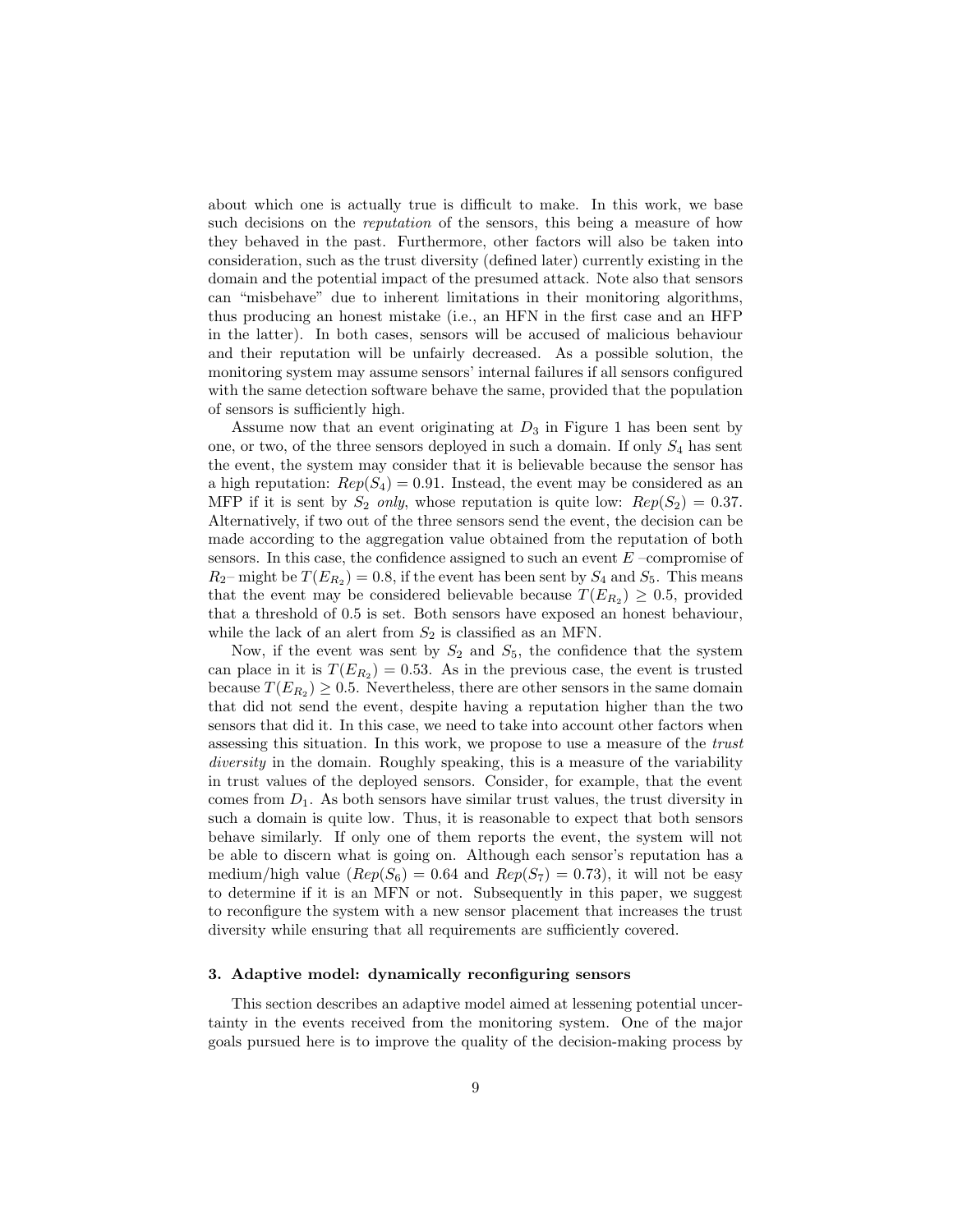about which one is actually true is difficult to make. In this work, we base such decisions on the *reputation* of the sensors, this being a measure of how they behaved in the past. Furthermore, other factors will also be taken into consideration, such as the trust diversity (defined later) currently existing in the domain and the potential impact of the presumed attack. Note also that sensors can "misbehave" due to inherent limitations in their monitoring algorithms, thus producing an honest mistake (i.e., an HFN in the first case and an HFP in the latter). In both cases, sensors will be accused of malicious behaviour and their reputation will be unfairly decreased. As a possible solution, the monitoring system may assume sensors' internal failures if all sensors configured with the same detection software behave the same, provided that the population of sensors is sufficiently high.

Assume now that an event originating at $D_3$ in Figure 1 has been sent by one, or two, of the three sensors deployed in such a domain. If only $S_4$ has sent the event, the system may consider that it is believable because the sensor has a high reputation: $Rep(S_4) = 0.91$. Instead, the event may be considered as an MFP if it is sent by $S_2$ *only*, whose reputation is quite low: $Rep(S_2) = 0.37$. Alternatively, if two out of the three sensors send the event, the decision can be made according to the aggregation value obtained from the reputation of both sensors. In this case, the confidence assigned to such an event $E$ –compromise of $R_2$– might be $T(E_{R_2}) = 0.8$, if the event has been sent by $S_4$ and $S_5$. This means that the event may be considered believable because $T(E_{R_2}) \geq 0.5$, provided that a threshold of 0.5 is set. Both sensors have exposed an honest behaviour, while the lack of an alert from $S_2$ is classified as an MFN.

Now, if the event was sent by $S_2$ and $S_5$, the confidence that the system can place in it is $T(E_{R_2}) = 0.53$. As in the previous case, the event is trusted because $T(E_{R_2}) \geq 0.5$. Nevertheless, there are other sensors in the same domain that did not send the event, despite having a reputation higher than the two sensors that did it. In this case, we need to take into account other factors when assessing this situation. In this work, we propose to use a measure of the *trust diversity* in the domain. Roughly speaking, this is a measure of the variability in trust values of the deployed sensors. Consider, for example, that the event comes from $D_1$. As both sensors have similar trust values, the trust diversity in such a domain is quite low. Thus, it is reasonable to expect that both sensors behave similarly. If only one of them reports the event, the system will not be able to discern what is going on. Although each sensor's reputation has a medium/high value ($Rep(S_6) = 0.64$ and $Rep(S_7) = 0.73$), it will not be easy to determine if it is an MFN or not. Subsequently in this paper, we suggest to reconfigure the system with a new sensor placement that increases the trust diversity while ensuring that all requirements are sufficiently covered.

### 3. Adaptive model: dynamically reconfiguring sensors

This section describes an adaptive model aimed at lessening potential uncertainty in the events received from the monitoring system. One of the major goals pursued here is to improve the quality of the decision-making process by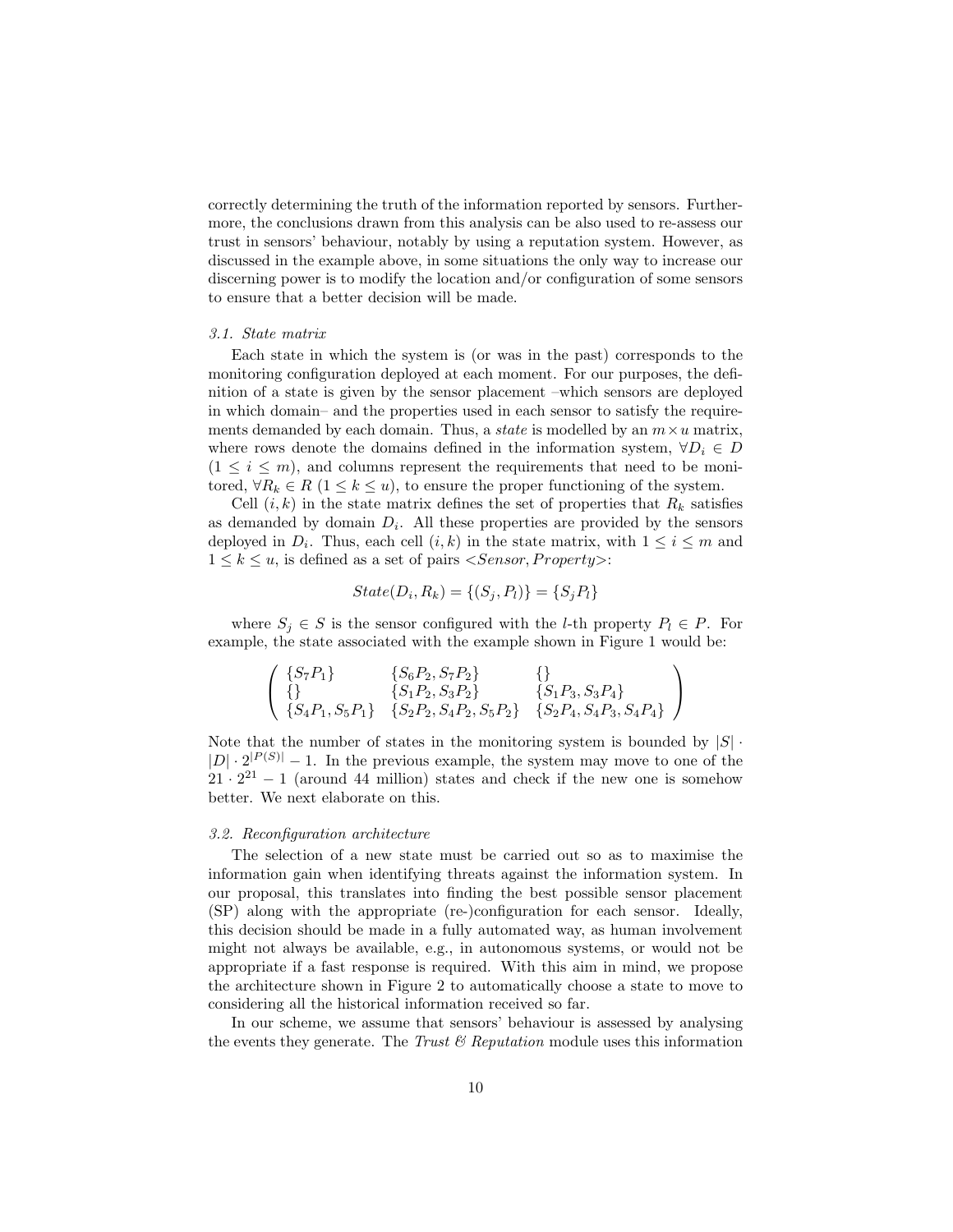correctly determining the truth of the information reported by sensors. Furthermore, the conclusions drawn from this analysis can be also used to re-assess our trust in sensors' behaviour, notably by using a reputation system. However, as discussed in the example above, in some situations the only way to increase our discerning power is to modify the location and/or configuration of some sensors to ensure that a better decision will be made.

### 3.1. State matrix

Each state in which the system is (or was in the past) corresponds to the monitoring configuration deployed at each moment. For our purposes, the definition of a state is given by the sensor placement –which sensors are deployed in which domain– and the properties used in each sensor to satisfy the requirements demanded by each domain. Thus, a *state* is modelled by an $m \times u$ matrix, where rows denote the domains defined in the information system, $\forall D_i \in D$ ($1 \leq i \leq m$), and columns represent the requirements that need to be monitored, $\forall R_k \in R$ ($1 \leq k \leq u$), to ensure the proper functioning of the system.

Cell $(i, k)$ in the state matrix defines the set of properties that $R_k$ satisfies as demanded by domain $D_i$. All these properties are provided by the sensors deployed in $D_i$. Thus, each cell $(i, k)$ in the state matrix, with $1 \leq i \leq m$ and $1 \leq k \leq u$, is defined as a set of pairs $<Sensor, Property>$:

$$State(D_i, R_k) = \{(S_j, P_l)\} = \{S_j P_l\}$$

where $S_j \in S$ is the sensor configured with the $l$-th property $P_l \in P$. For example, the state associated with the example shown in Figure 1 would be:

$$\begin{pmatrix} \{S_7P_1\} & \{S_6P_2, S_7P_2\} & \{\} \\ \{\} & \{S_1P_2, S_3P_2\} & \{S_1P_3, S_3P_4\} \\ \{S_4P_1, S_5P_1\} & \{S_2P_2, S_4P_2, S_5P_2\} & \{S_2P_4, S_4P_3, S_4P_4\} \end{pmatrix}$$

Note that the number of states in the monitoring system is bounded by $|S| \cdot |D| \cdot 2^{|P(S)|} - 1$. In the previous example, the system may move to one of the $21 \cdot 2^{21} - 1$ (around 44 million) states and check if the new one is somehow better. We next elaborate on this.

### 3.2. Reconfiguration architecture

The selection of a new state must be carried out so as to maximise the information gain when identifying threats against the information system. In our proposal, this translates into finding the best possible sensor placement (SP) along with the appropriate (re-)configuration for each sensor. Ideally, this decision should be made in a fully automated way, as human involvement might not always be available, e.g., in autonomous systems, or would not be appropriate if a fast response is required. With this aim in mind, we propose the architecture shown in Figure 2 to automatically choose a state to move to considering all the historical information received so far.

In our scheme, we assume that sensors' behaviour is assessed by analysing the events they generate. The *Trust & Reputation* module uses this information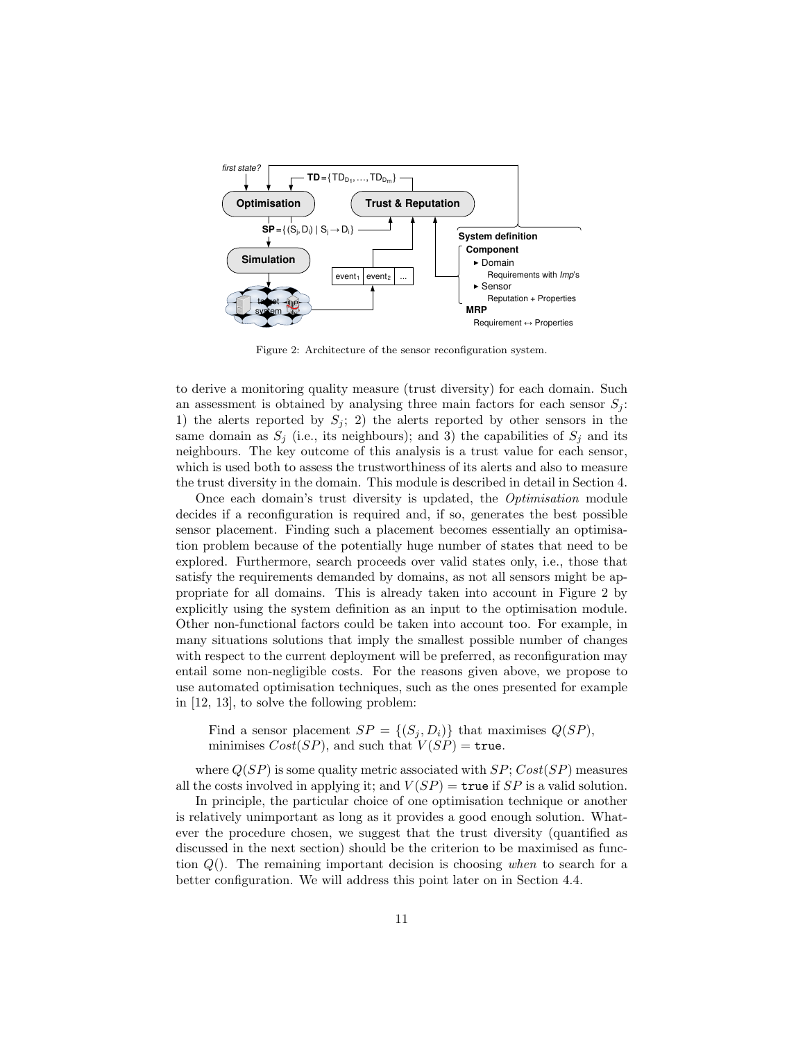Figure 2: Architecture of the sensor reconfiguration system.

to derive a monitoring quality measure (trust diversity) for each domain. Such an assessment is obtained by analysing three main factors for each sensor $S_j$: 1) the alerts reported by $S_j$; 2) the alerts reported by other sensors in the same domain as $S_j$ (i.e., its neighbours); and 3) the capabilities of $S_j$ and its neighbours. The key outcome of this analysis is a trust value for each sensor, which is used both to assess the trustworthiness of its alerts and also to measure the trust diversity in the domain. This module is described in detail in Section 4.

Once each domain's trust diversity is updated, the *Optimisation* module decides if a reconfiguration is required and, if so, generates the best possible sensor placement. Finding such a placement becomes essentially an optimisation problem because of the potentially huge number of states that need to be explored. Furthermore, search proceeds over valid states only, i.e., those that satisfy the requirements demanded by domains, as not all sensors might be appropriate for all domains. This is already taken into account in Figure 2 by explicitly using the system definition as an input to the optimisation module. Other non-functional factors could be taken into account too. For example, in many situations solutions that imply the smallest possible number of changes with respect to the current deployment will be preferred, as reconfiguration may entail some non-negligible costs. For the reasons given above, we propose to use automated optimisation techniques, such as the ones presented for example in [12, 13], to solve the following problem:

> Find a sensor placement $SP = \{(S_j, D_i)\}$ that maximises $Q(SP)$, minimises $Cost(SP)$, and such that $V(SP) = \texttt{true}$.

where $Q(SP)$ is some quality metric associated with $SP$; $Cost(SP)$ measures all the costs involved in applying it; and $V(SP) = \texttt{true}$ if $SP$ is a valid solution.

In principle, the particular choice of one optimisation technique or another is relatively unimportant as long as it provides a good enough solution. Whatever the procedure chosen, we suggest that the trust diversity (quantified as discussed in the next section) should be the criterion to be maximised as function $Q()$. The remaining important decision is choosing *when* to search for a better configuration. We will address this point later on in Section 4.4.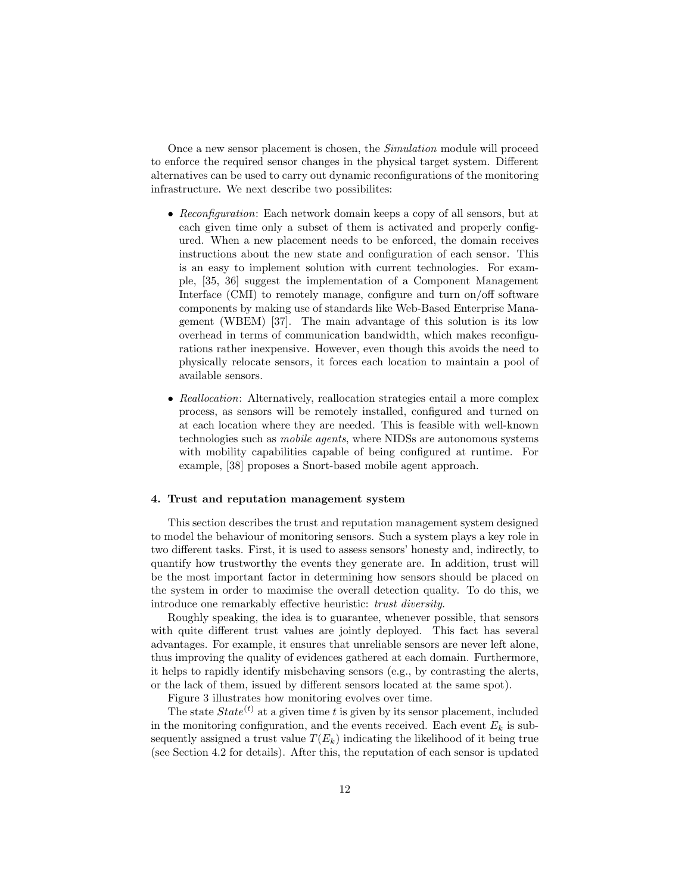Once a new sensor placement is chosen, the *Simulation* module will proceed to enforce the required sensor changes in the physical target system. Different alternatives can be used to carry out dynamic reconfigurations of the monitoring infrastructure. We next describe two possibilites:

- *Reconfiguration*: Each network domain keeps a copy of all sensors, but at each given time only a subset of them is activated and properly configured. When a new placement needs to be enforced, the domain receives instructions about the new state and configuration of each sensor. This is an easy to implement solution with current technologies. For example, [35, 36] suggest the implementation of a Component Management Interface (CMI) to remotely manage, configure and turn on/off software components by making use of standards like Web-Based Enterprise Management (WBEM) [37]. The main advantage of this solution is its low overhead in terms of communication bandwidth, which makes reconfigurations rather inexpensive. However, even though this avoids the need to physically relocate sensors, it forces each location to maintain a pool of available sensors.
- *Reallocation*: Alternatively, reallocation strategies entail a more complex process, as sensors will be remotely installed, configured and turned on at each location where they are needed. This is feasible with well-known technologies such as *mobile agents*, where NIDSs are autonomous systems with mobility capabilities capable of being configured at runtime. For example, [38] proposes a Snort-based mobile agent approach.

## 4. Trust and reputation management system

This section describes the trust and reputation management system designed to model the behaviour of monitoring sensors. Such a system plays a key role in two different tasks. First, it is used to assess sensors' honesty and, indirectly, to quantify how trustworthy the events they generate are. In addition, trust will be the most important factor in determining how sensors should be placed on the system in order to maximise the overall detection quality. To do this, we introduce one remarkably effective heuristic: *trust diversity*.

Roughly speaking, the idea is to guarantee, whenever possible, that sensors with quite different trust values are jointly deployed. This fact has several advantages. For example, it ensures that unreliable sensors are never left alone, thus improving the quality of evidences gathered at each domain. Furthermore, it helps to rapidly identify misbehaving sensors (e.g., by contrasting the alerts, or the lack of them, issued by different sensors located at the same spot).

Figure 3 illustrates how monitoring evolves over time.

The state $State^{(t)}$ at a given time $t$ is given by its sensor placement, included in the monitoring configuration, and the events received. Each event $E_k$ is subsequently assigned a trust value $T(E_k)$ indicating the likelihood of it being true (see Section 4.2 for details). After this, the reputation of each sensor is updated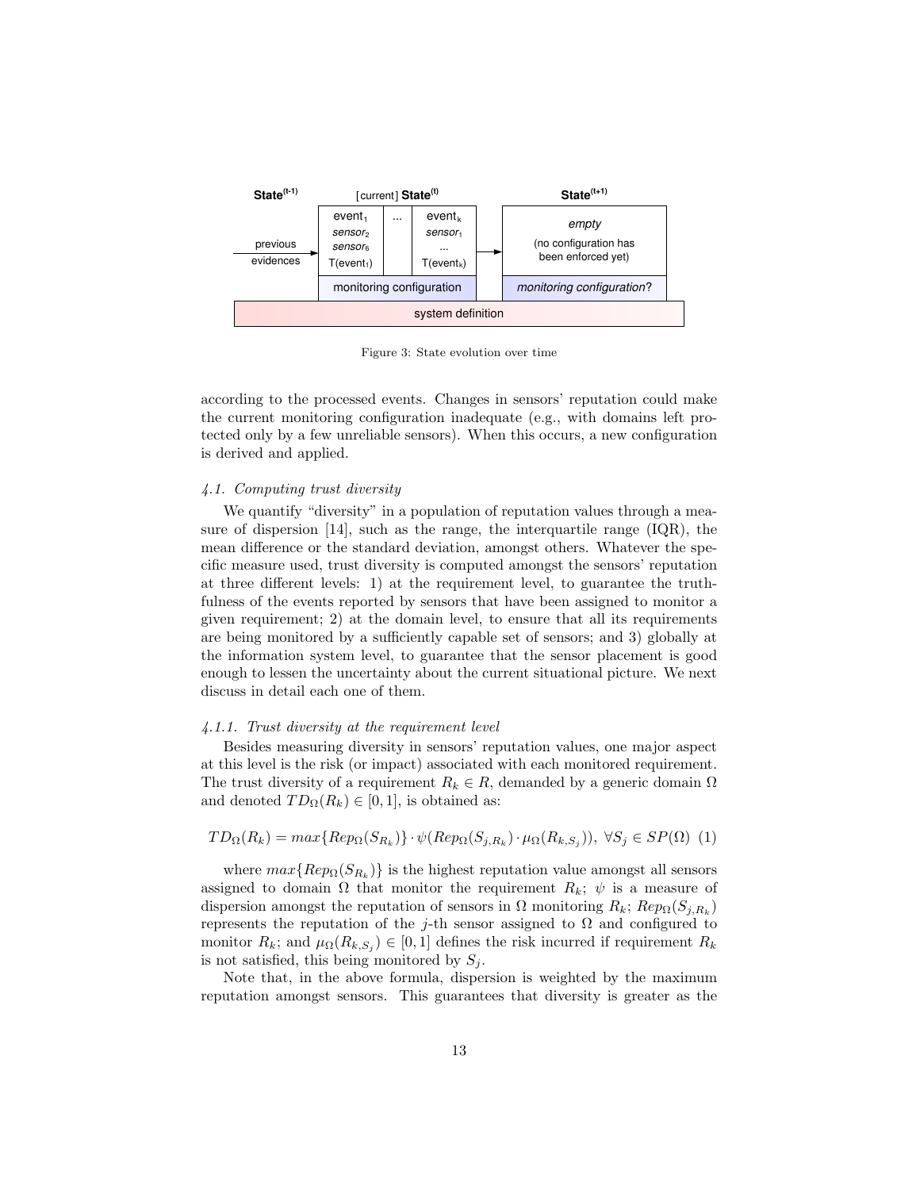Figure 3: State evolution over time

according to the processed events. Changes in sensors' reputation could make the current monitoring configuration inadequate (e.g., with domains left protected only by a few unreliable sensors). When this occurs, a new configuration is derived and applied.

### 4.1. Computing trust diversity

We quantify "diversity" in a population of reputation values through a measure of dispersion [14], such as the range, the interquartile range (IQR), the mean difference or the standard deviation, amongst others. Whatever the specific measure used, trust diversity is computed amongst the sensors' reputation at three different levels: 1) at the requirement level, to guarantee the truthfulness of the events reported by sensors that have been assigned to monitor a given requirement; 2) at the domain level, to ensure that all its requirements are being monitored by a sufficiently capable set of sensors; and 3) globally at the information system level, to guarantee that the sensor placement is good enough to lessen the uncertainty about the current situational picture. We next discuss in detail each one of them.

#### 4.1.1. Trust diversity at the requirement level

Besides measuring diversity in sensors' reputation values, one major aspect at this level is the risk (or impact) associated with each monitored requirement. The trust diversity of a requirement $R_k \in R$, demanded by a generic domain $\Omega$ and denoted $TD_\Omega(R_k) \in [0, 1]$, is obtained as:

$$TD_\Omega(R_k) = max\{Rep_\Omega(S_{R_k})\} \cdot \psi(Rep_\Omega(S_{j,R_k}) \cdot \mu_\Omega(R_{k,S_j})),\ \forall S_j \in SP(\Omega) \quad (1)$$

where $max\{Rep_\Omega(S_{R_k})\}$ is the highest reputation value amongst all sensors assigned to domain $\Omega$ that monitor the requirement $R_k$; $\psi$ is a measure of dispersion amongst the reputation of sensors in $\Omega$ monitoring $R_k$; $Rep_\Omega(S_{j,R_k})$ represents the reputation of the $j$-th sensor assigned to $\Omega$ and configured to monitor $R_k$; and $\mu_\Omega(R_{k,S_j}) \in [0, 1]$ defines the risk incurred if requirement $R_k$ is not satisfied, this being monitored by $S_j$.

Note that, in the above formula, dispersion is weighted by the maximum reputation amongst sensors. This guarantees that diversity is greater as the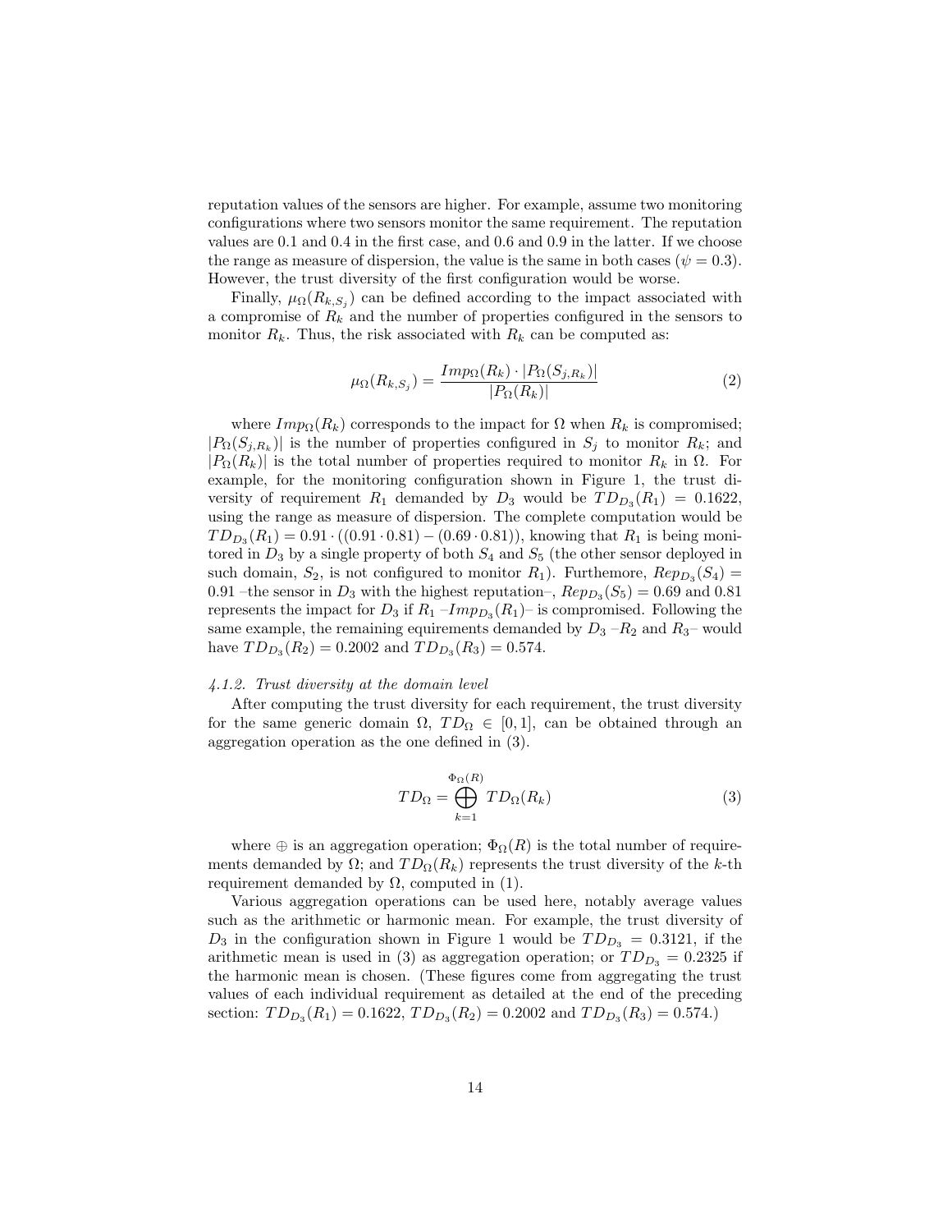reputation values of the sensors are higher. For example, assume two monitoring configurations where two sensors monitor the same requirement. The reputation values are 0.1 and 0.4 in the first case, and 0.6 and 0.9 in the latter. If we choose the range as measure of dispersion, the value is the same in both cases ($\psi = 0.3$). However, the trust diversity of the first configuration would be worse.

Finally, $\mu_\Omega(R_{k,S_j})$ can be defined according to the impact associated with a compromise of $R_k$ and the number of properties configured in the sensors to monitor $R_k$. Thus, the risk associated with $R_k$ can be computed as:

$$\mu_\Omega(R_{k,S_j}) = \frac{Imp_\Omega(R_k) \cdot |P_\Omega(S_{j,R_k})|}{|P_\Omega(R_k)|} \tag{2}$$

where $Imp_\Omega(R_k)$ corresponds to the impact for $\Omega$ when $R_k$ is compromised; $|P_\Omega(S_{j,R_k})|$ is the number of properties configured in $S_j$ to monitor $R_k$; and $|P_\Omega(R_k)|$ is the total number of properties required to monitor $R_k$ in $\Omega$. For example, for the monitoring configuration shown in Figure 1, the trust diversity of requirement $R_1$ demanded by $D_3$ would be $TD_{D_3}(R_1) = 0.1622$, using the range as measure of dispersion. The complete computation would be $TD_{D_3}(R_1) = 0.91 \cdot ((0.91 \cdot 0.81) - (0.69 \cdot 0.81))$, knowing that $R_1$ is being monitored in $D_3$ by a single property of both $S_4$ and $S_5$ (the other sensor deployed in such domain, $S_2$, is not configured to monitor $R_1$). Furthemore, $Rep_{D_3}(S_4) = 0.91$ –the sensor in $D_3$ with the highest reputation–, $Rep_{D_3}(S_5) = 0.69$ and 0.81 represents the impact for $D_3$ if $R_1$ –$Imp_{D_3}(R_1)$– is compromised. Following the same example, the remaining equirements demanded by $D_3$ –$R_2$ and $R_3$– would have $TD_{D_3}(R_2) = 0.2002$ and $TD_{D_3}(R_3) = 0.574$.

#### *4.1.2. Trust diversity at the domain level*

After computing the trust diversity for each requirement, the trust diversity for the same generic domain $\Omega$, $TD_\Omega \in [0, 1]$, can be obtained through an aggregation operation as the one defined in (3).

$$TD_\Omega = \bigoplus_{k=1}^{\Phi_\Omega(R)} TD_\Omega(R_k) \tag{3}$$

where $\oplus$ is an aggregation operation; $\Phi_\Omega(R)$ is the total number of requirements demanded by $\Omega$; and $TD_\Omega(R_k)$ represents the trust diversity of the $k$-th requirement demanded by $\Omega$, computed in (1).

Various aggregation operations can be used here, notably average values such as the arithmetic or harmonic mean. For example, the trust diversity of $D_3$ in the configuration shown in Figure 1 would be $TD_{D_3} = 0.3121$, if the arithmetic mean is used in (3) as aggregation operation; or $TD_{D_3} = 0.2325$ if the harmonic mean is chosen. (These figures come from aggregating the trust values of each individual requirement as detailed at the end of the preceding section: $TD_{D_3}(R_1) = 0.1622$, $TD_{D_3}(R_2) = 0.2002$ and $TD_{D_3}(R_3) = 0.574$.)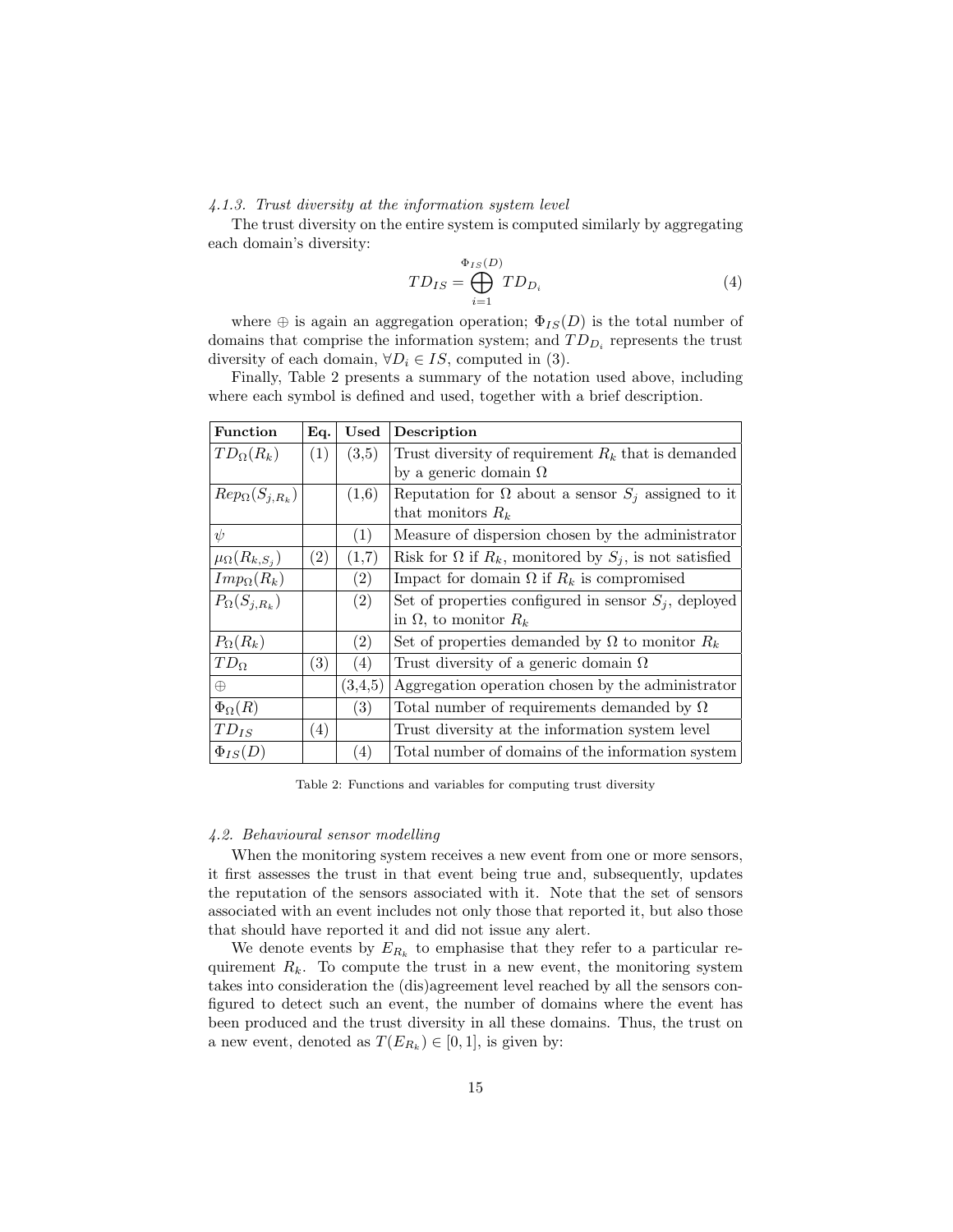#### 4.1.3. Trust diversity at the information system level

The trust diversity on the entire system is computed similarly by aggregating each domain's diversity:

$$TD_{IS} = \bigoplus_{i=1}^{\Phi_{IS}(D)} TD_{D_i} \tag{4}$$

where $\oplus$ is again an aggregation operation; $\Phi_{IS}(D)$ is the total number of domains that comprise the information system; and $TD_{D_i}$ represents the trust diversity of each domain, $\forall D_i \in IS$, computed in (3).

Finally, Table 2 presents a summary of the notation used above, including where each symbol is defined and used, together with a brief description.

| Function | Eq. | Used | Description |
|---|---|---|---|
| $TD_\Omega(R_k)$ | (1) | (3,5) | Trust diversity of requirement $R_k$ that is demanded by a generic domain $\Omega$ |
| $Rep_\Omega(S_{j,R_k})$ | | (1,6) | Reputation for $\Omega$ about a sensor $S_j$ assigned to it that monitors $R_k$ |
| $\psi$ | | (1) | Measure of dispersion chosen by the administrator |
| $\mu_\Omega(R_{k,S_j})$ | (2) | (1,7) | Risk for $\Omega$ if $R_k$, monitored by $S_j$, is not satisfied |
| $Imp_\Omega(R_k)$ | | (2) | Impact for domain $\Omega$ if $R_k$ is compromised |
| $P_\Omega(S_{j,R_k})$ | | (2) | Set of properties configured in sensor $S_j$, deployed in $\Omega$, to monitor $R_k$ |
| $P_\Omega(R_k)$ | | (2) | Set of properties demanded by $\Omega$ to monitor $R_k$ |
| $TD_\Omega$ | (3) | (4) | Trust diversity of a generic domain $\Omega$ |
| $\oplus$ | | (3,4,5) | Aggregation operation chosen by the administrator |
| $\Phi_\Omega(R)$ | | (3) | Total number of requirements demanded by $\Omega$ |
| $TD_{IS}$ | (4) | | Trust diversity at the information system level |
| $\Phi_{IS}(D)$ | | (4) | Total number of domains of the information system |

Table 2: Functions and variables for computing trust diversity

### 4.2. Behavioural sensor modelling

When the monitoring system receives a new event from one or more sensors, it first assesses the trust in that event being true and, subsequently, updates the reputation of the sensors associated with it. Note that the set of sensors associated with an event includes not only those that reported it, but also those that should have reported it and did not issue any alert.

We denote events by $E_{R_k}$ to emphasise that they refer to a particular requirement $R_k$. To compute the trust in a new event, the monitoring system takes into consideration the (dis)agreement level reached by all the sensors configured to detect such an event, the number of domains where the event has been produced and the trust diversity in all these domains. Thus, the trust on a new event, denoted as $T(E_{R_k}) \in [0, 1]$, is given by: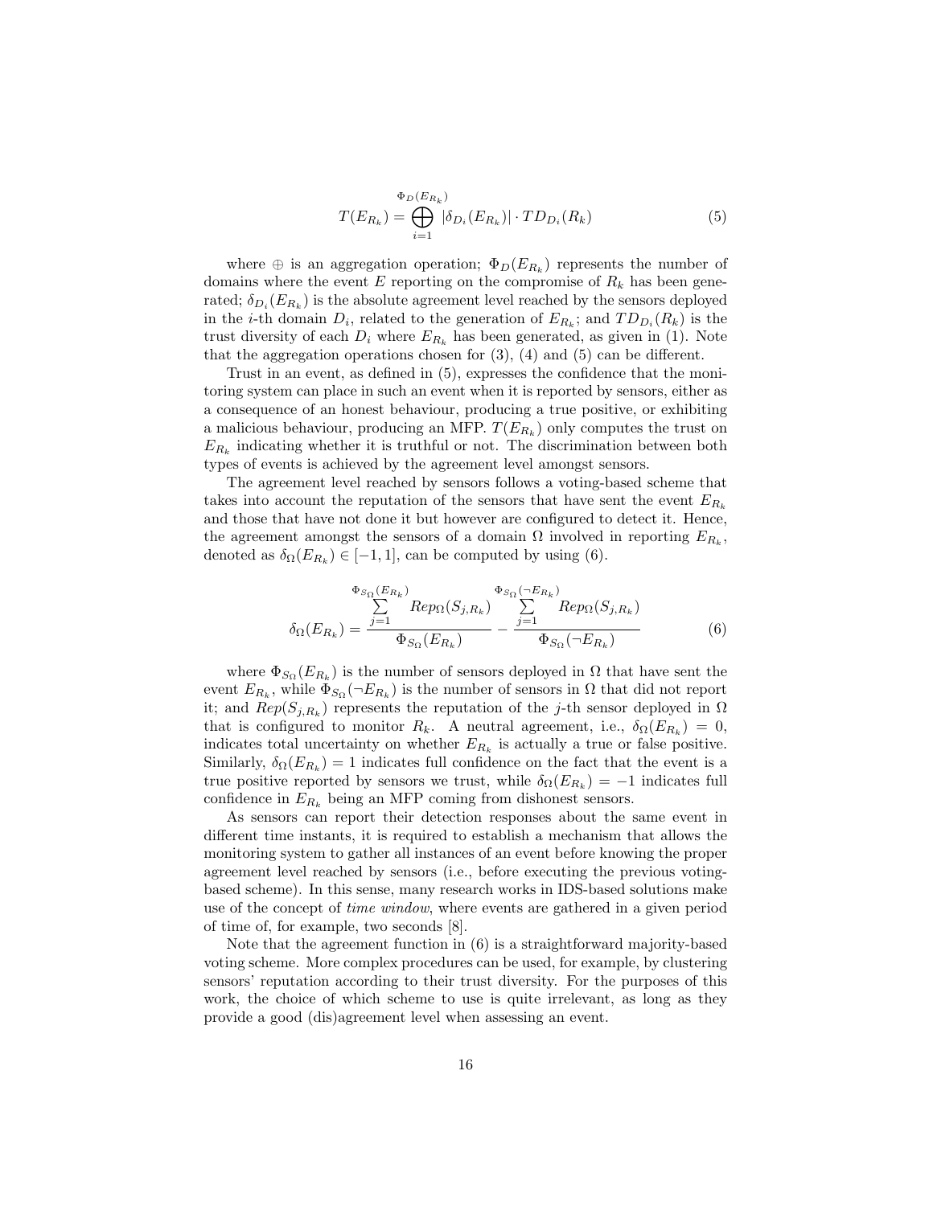$$T(E_{R_k}) = \bigoplus_{i=1}^{\Phi_D(E_{R_k})} |\delta_{D_i}(E_{R_k})| \cdot TD_{D_i}(R_k) \tag{5}$$

where $\oplus$ is an aggregation operation; $\Phi_D(E_{R_k})$ represents the number of domains where the event $E$ reporting on the compromise of $R_k$ has been generated; $\delta_{D_i}(E_{R_k})$ is the absolute agreement level reached by the sensors deployed in the $i$-th domain $D_i$, related to the generation of $E_{R_k}$; and $TD_{D_i}(R_k)$ is the trust diversity of each $D_i$ where $E_{R_k}$ has been generated, as given in (1). Note that the aggregation operations chosen for (3), (4) and (5) can be different.

Trust in an event, as defined in (5), expresses the confidence that the monitoring system can place in such an event when it is reported by sensors, either as a consequence of an honest behaviour, producing a true positive, or exhibiting a malicious behaviour, producing an MFP. $T(E_{R_k})$ only computes the trust on $E_{R_k}$ indicating whether it is truthful or not. The discrimination between both types of events is achieved by the agreement level amongst sensors.

The agreement level reached by sensors follows a voting-based scheme that takes into account the reputation of the sensors that have sent the event $E_{R_k}$ and those that have not done it but however are configured to detect it. Hence, the agreement amongst the sensors of a domain $\Omega$ involved in reporting $E_{R_k}$, denoted as $\delta_\Omega(E_{R_k}) \in [-1, 1]$, can be computed by using (6).

$$\delta_\Omega(E_{R_k}) = \frac{\sum_{j=1}^{\Phi_{S_\Omega}(E_{R_k})} Rep_\Omega(S_{j,R_k})}{\Phi_{S_\Omega}(E_{R_k})} - \frac{\sum_{j=1}^{\Phi_{S_\Omega}(\neg E_{R_k})} Rep_\Omega(S_{j,R_k})}{\Phi_{S_\Omega}(\neg E_{R_k})} \tag{6}$$

where $\Phi_{S_\Omega}(E_{R_k})$ is the number of sensors deployed in $\Omega$ that have sent the event $E_{R_k}$, while $\Phi_{S_\Omega}(\neg E_{R_k})$ is the number of sensors in $\Omega$ that did not report it; and $Rep(S_{j,R_k})$ represents the reputation of the $j$-th sensor deployed in $\Omega$ that is configured to monitor $R_k$. A neutral agreement, i.e., $\delta_\Omega(E_{R_k}) = 0$, indicates total uncertainty on whether $E_{R_k}$ is actually a true or false positive. Similarly, $\delta_\Omega(E_{R_k}) = 1$ indicates full confidence on the fact that the event is a true positive reported by sensors we trust, while $\delta_\Omega(E_{R_k}) = -1$ indicates full confidence in $E_{R_k}$ being an MFP coming from dishonest sensors.

As sensors can report their detection responses about the same event in different time instants, it is required to establish a mechanism that allows the monitoring system to gather all instances of an event before knowing the proper agreement level reached by sensors (i.e., before executing the previous voting-based scheme). In this sense, many research works in IDS-based solutions make use of the concept of *time window*, where events are gathered in a given period of time of, for example, two seconds [8].

Note that the agreement function in (6) is a straightforward majority-based voting scheme. More complex procedures can be used, for example, by clustering sensors' reputation according to their trust diversity. For the purposes of this work, the choice of which scheme to use is quite irrelevant, as long as they provide a good (dis)agreement level when assessing an event.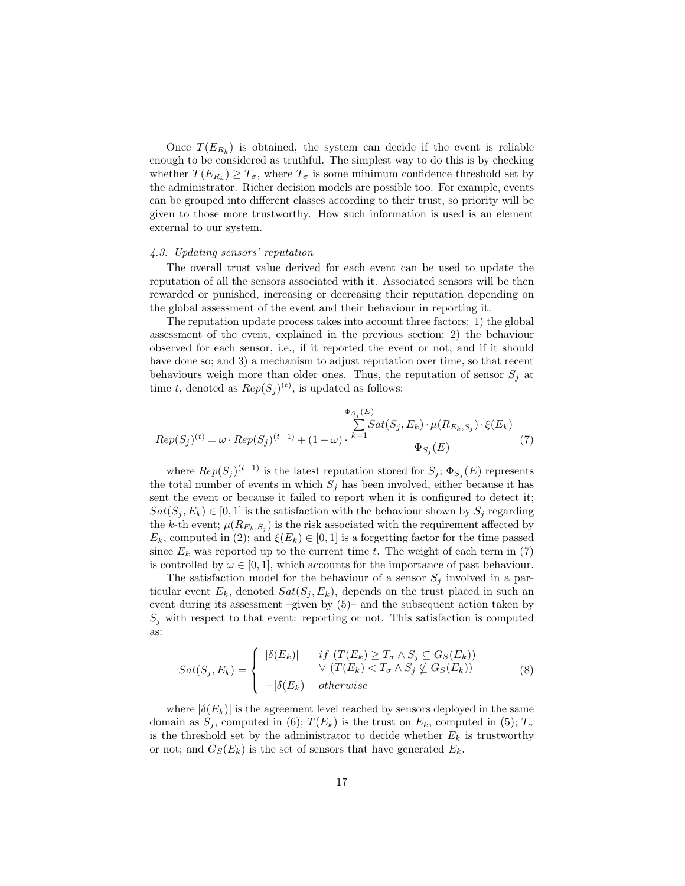Once $T(E_{R_k})$ is obtained, the system can decide if the event is reliable enough to be considered as truthful. The simplest way to do this is by checking whether $T(E_{R_k}) \geq T_\sigma$, where $T_\sigma$ is some minimum confidence threshold set by the administrator. Richer decision models are possible too. For example, events can be grouped into different classes according to their trust, so priority will be given to those more trustworthy. How such information is used is an element external to our system.

### *4.3. Updating sensors' reputation*

The overall trust value derived for each event can be used to update the reputation of all the sensors associated with it. Associated sensors will be then rewarded or punished, increasing or decreasing their reputation depending on the global assessment of the event and their behaviour in reporting it.

The reputation update process takes into account three factors: 1) the global assessment of the event, explained in the previous section; 2) the behaviour observed for each sensor, i.e., if it reported the event or not, and if it should have done so; and 3) a mechanism to adjust reputation over time, so that recent behaviours weigh more than older ones. Thus, the reputation of sensor $S_j$ at time $t$, denoted as $Rep(S_j)^{(t)}$, is updated as follows:

$$Rep(S_j)^{(t)} = \omega \cdot Rep(S_j)^{(t-1)} + (1-\omega) \cdot \frac{\sum_{k=1}^{\Phi_{S_j}(E)} Sat(S_j, E_k) \cdot \mu(R_{E_k,S_j}) \cdot \xi(E_k)}{\Phi_{S_j}(E)} \quad (7)$$

where $Rep(S_j)^{(t-1)}$ is the latest reputation stored for $S_j$; $\Phi_{S_j}(E)$ represents the total number of events in which $S_j$ has been involved, either because it has sent the event or because it failed to report when it is configured to detect it; $Sat(S_j, E_k) \in [0,1]$ is the satisfaction with the behaviour shown by $S_j$ regarding the $k$-th event; $\mu(R_{E_k,S_j})$ is the risk associated with the requirement affected by $E_k$, computed in (2); and $\xi(E_k) \in [0,1]$ is a forgetting factor for the time passed since $E_k$ was reported up to the current time $t$. The weight of each term in (7) is controlled by $\omega \in [0,1]$, which accounts for the importance of past behaviour.

The satisfaction model for the behaviour of a sensor $S_j$ involved in a particular event $E_k$, denoted $Sat(S_j, E_k)$, depends on the trust placed in such an event during its assessment –given by (5)– and the subsequent action taken by $S_j$ with respect to that event: reporting or not. This satisfaction is computed as:

$$Sat(S_j, E_k) = \begin{cases} |\delta(E_k)| & if\ (T(E_k) \geq T_\sigma \wedge S_j \subseteq G_S(E_k)) \\ & \vee\ (T(E_k) < T_\sigma \wedge S_j \not\subseteq G_S(E_k)) \\ -|\delta(E_k)| & otherwise \end{cases} \quad (8)$$

where $|\delta(E_k)|$ is the agreement level reached by sensors deployed in the same domain as $S_j$, computed in (6); $T(E_k)$ is the trust on $E_k$, computed in (5); $T_\sigma$ is the threshold set by the administrator to decide whether $E_k$ is trustworthy or not; and $G_S(E_k)$ is the set of sensors that have generated $E_k$.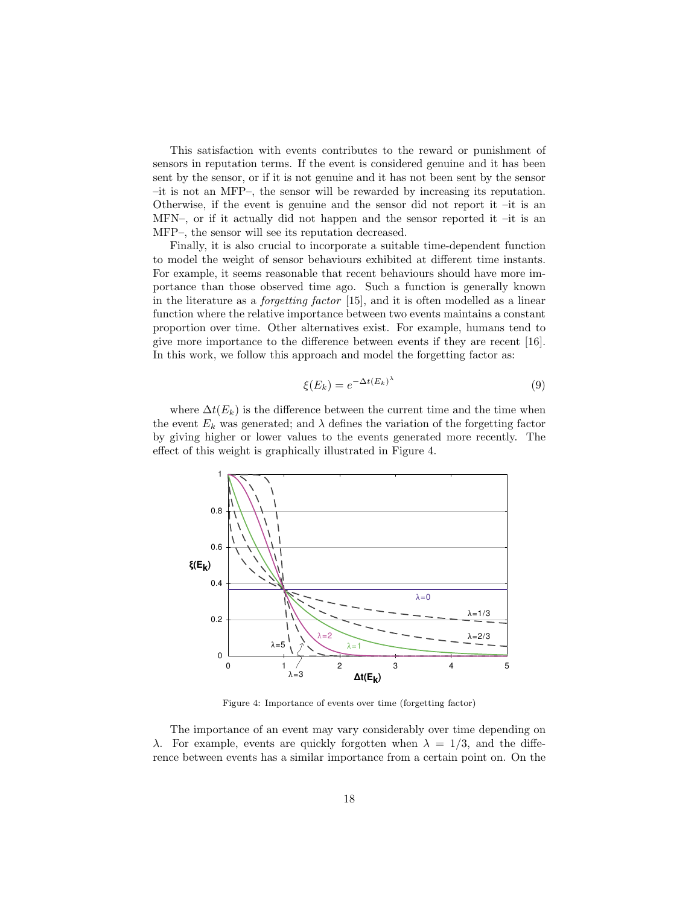This satisfaction with events contributes to the reward or punishment of sensors in reputation terms. If the event is considered genuine and it has been sent by the sensor, or if it is not genuine and it has not been sent by the sensor –it is not an MFP–, the sensor will be rewarded by increasing its reputation. Otherwise, if the event is genuine and the sensor did not report it –it is an MFN–, or if it actually did not happen and the sensor reported it –it is an MFP–, the sensor will see its reputation decreased.

Finally, it is also crucial to incorporate a suitable time-dependent function to model the weight of sensor behaviours exhibited at different time instants. For example, it seems reasonable that recent behaviours should have more importance than those observed time ago. Such a function is generally known in the literature as a *forgetting factor* [15], and it is often modelled as a linear function where the relative importance between two events maintains a constant proportion over time. Other alternatives exist. For example, humans tend to give more importance to the difference between events if they are recent [16]. In this work, we follow this approach and model the forgetting factor as:

$$\xi(E_k) = e^{-\Delta t(E_k)^{\lambda}} \tag{9}$$

where $\Delta t(E_k)$ is the difference between the current time and the time when the event $E_k$ was generated; and $\lambda$ defines the variation of the forgetting factor by giving higher or lower values to the events generated more recently. The effect of this weight is graphically illustrated in Figure 4.

Figure 4: Importance of events over time (forgetting factor)

The importance of an event may vary considerably over time depending on $\lambda$. For example, events are quickly forgotten when $\lambda = 1/3$, and the difference between events has a similar importance from a certain point on. On the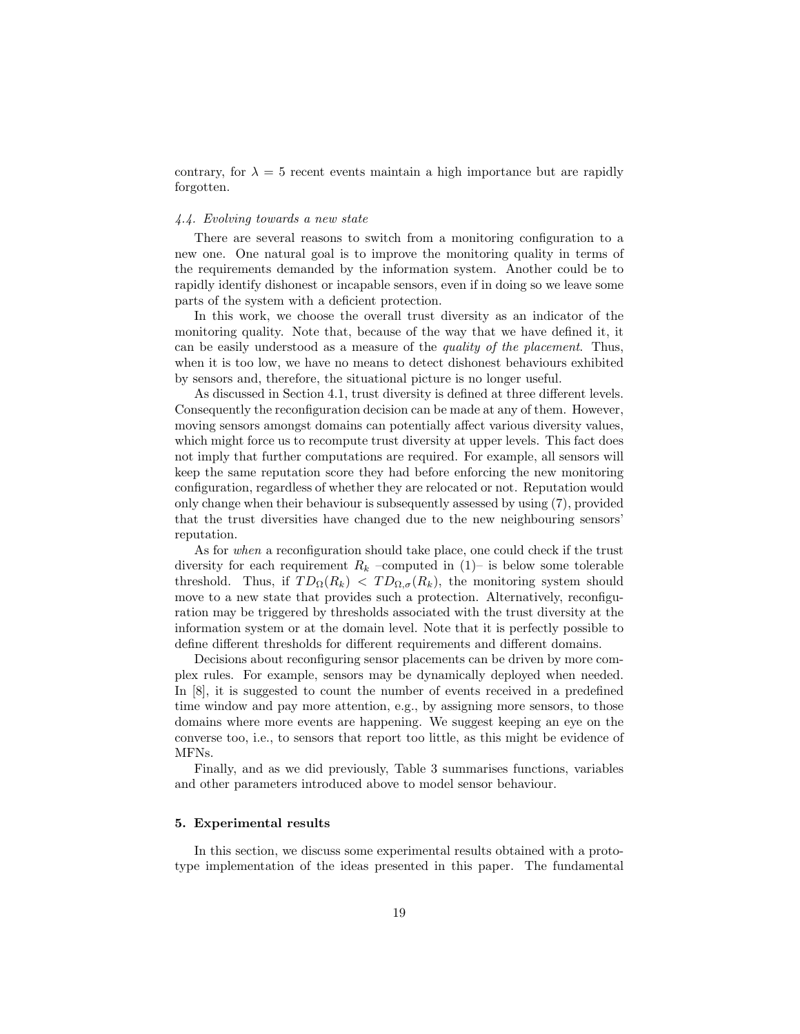contrary, for $\lambda = 5$ recent events maintain a high importance but are rapidly forgotten.

### *4.4. Evolving towards a new state*

There are several reasons to switch from a monitoring configuration to a new one. One natural goal is to improve the monitoring quality in terms of the requirements demanded by the information system. Another could be to rapidly identify dishonest or incapable sensors, even if in doing so we leave some parts of the system with a deficient protection.

In this work, we choose the overall trust diversity as an indicator of the monitoring quality. Note that, because of the way that we have defined it, it can be easily understood as a measure of the *quality of the placement*. Thus, when it is too low, we have no means to detect dishonest behaviours exhibited by sensors and, therefore, the situational picture is no longer useful.

As discussed in Section 4.1, trust diversity is defined at three different levels. Consequently the reconfiguration decision can be made at any of them. However, moving sensors amongst domains can potentially affect various diversity values, which might force us to recompute trust diversity at upper levels. This fact does not imply that further computations are required. For example, all sensors will keep the same reputation score they had before enforcing the new monitoring configuration, regardless of whether they are relocated or not. Reputation would only change when their behaviour is subsequently assessed by using (7), provided that the trust diversities have changed due to the new neighbouring sensors' reputation.

As for *when* a reconfiguration should take place, one could check if the trust diversity for each requirement $R_k$ –computed in (1)– is below some tolerable threshold. Thus, if $TD_{\Omega}(R_k) < TD_{\Omega,\sigma}(R_k)$, the monitoring system should move to a new state that provides such a protection. Alternatively, reconfiguration may be triggered by thresholds associated with the trust diversity at the information system or at the domain level. Note that it is perfectly possible to define different thresholds for different requirements and different domains.

Decisions about reconfiguring sensor placements can be driven by more complex rules. For example, sensors may be dynamically deployed when needed. In [8], it is suggested to count the number of events received in a predefined time window and pay more attention, e.g., by assigning more sensors, to those domains where more events are happening. We suggest keeping an eye on the converse too, i.e., to sensors that report too little, as this might be evidence of MFNs.

Finally, and as we did previously, Table 3 summarises functions, variables and other parameters introduced above to model sensor behaviour.

## 5. Experimental results

In this section, we discuss some experimental results obtained with a prototype implementation of the ideas presented in this paper. The fundamental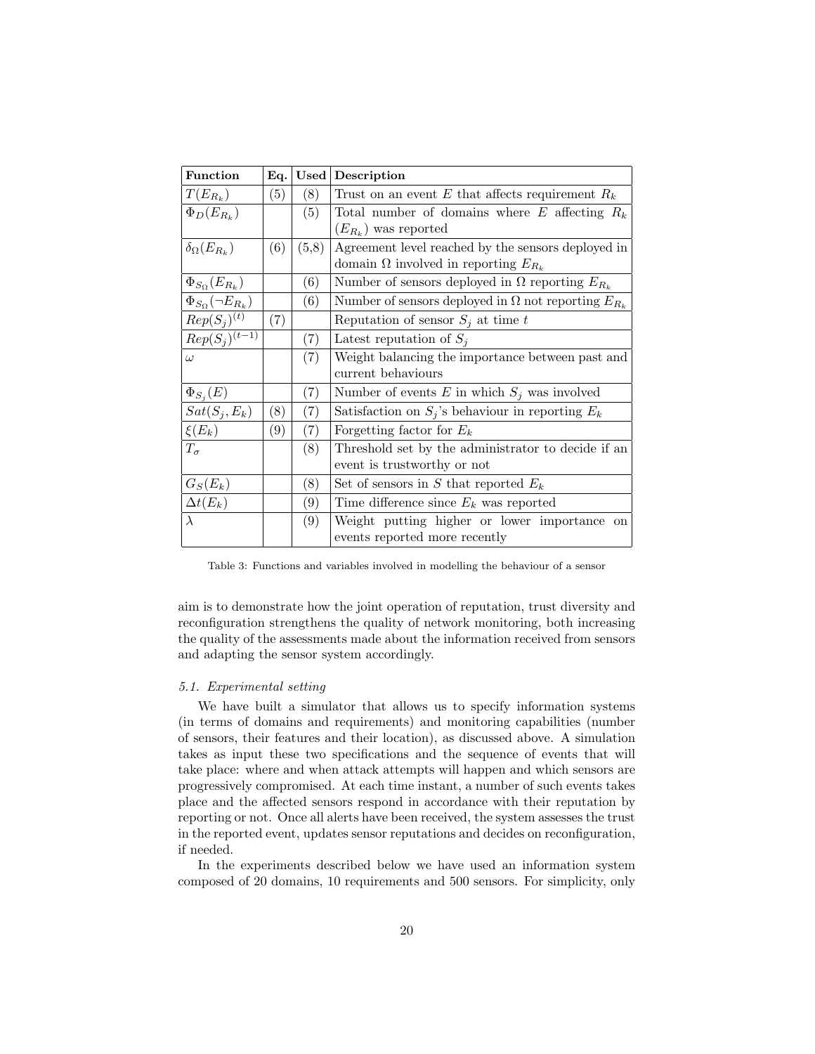| **Function** | **Eq.** | **Used** | **Description** |
|---|---|---|---|
| $T(E_{R_k})$ | (5) | (8) | Trust on an event $E$ that affects requirement $R_k$ |
| $\Phi_D(E_{R_k})$ | | (5) | Total number of domains where $E$ affecting $R_k$ ($E_{R_k}$) was reported |
| $\delta_\Omega(E_{R_k})$ | (6) | (5,8) | Agreement level reached by the sensors deployed in domain $\Omega$ involved in reporting $E_{R_k}$ |
| $\Phi_{S_\Omega}(E_{R_k})$ | | (6) | Number of sensors deployed in $\Omega$ reporting $E_{R_k}$ |
| $\Phi_{S_\Omega}(\neg E_{R_k})$ | | (6) | Number of sensors deployed in $\Omega$ not reporting $E_{R_k}$ |
| $Rep(S_j)^{(t)}$ | (7) | | Reputation of sensor $S_j$ at time $t$ |
| $Rep(S_j)^{(t-1)}$ | | (7) | Latest reputation of $S_j$ |
| $\omega$ | | (7) | Weight balancing the importance between past and current behaviours |
| $\Phi_{S_j}(E)$ | | (7) | Number of events $E$ in which $S_j$ was involved |
| $Sat(S_j, E_k)$ | (8) | (7) | Satisfaction on $S_j$'s behaviour in reporting $E_k$ |
| $\xi(E_k)$ | (9) | (7) | Forgetting factor for $E_k$ |
| $T_\sigma$ | | (8) | Threshold set by the administrator to decide if an event is trustworthy or not |
| $G_S(E_k)$ | | (8) | Set of sensors in $S$ that reported $E_k$ |
| $\Delta t(E_k)$ | | (9) | Time difference since $E_k$ was reported |
| $\lambda$ | | (9) | Weight putting higher or lower importance on events reported more recently |

Table 3: Functions and variables involved in modelling the behaviour of a sensor

aim is to demonstrate how the joint operation of reputation, trust diversity and reconfiguration strengthens the quality of network monitoring, both increasing the quality of the assessments made about the information received from sensors and adapting the sensor system accordingly.

### *5.1. Experimental setting*

We have built a simulator that allows us to specify information systems (in terms of domains and requirements) and monitoring capabilities (number of sensors, their features and their location), as discussed above. A simulation takes as input these two specifications and the sequence of events that will take place: where and when attack attempts will happen and which sensors are progressively compromised. At each time instant, a number of such events takes place and the affected sensors respond in accordance with their reputation by reporting or not. Once all alerts have been received, the system assesses the trust in the reported event, updates sensor reputations and decides on reconfiguration, if needed.

In the experiments described below we have used an information system composed of 20 domains, 10 requirements and 500 sensors. For simplicity, only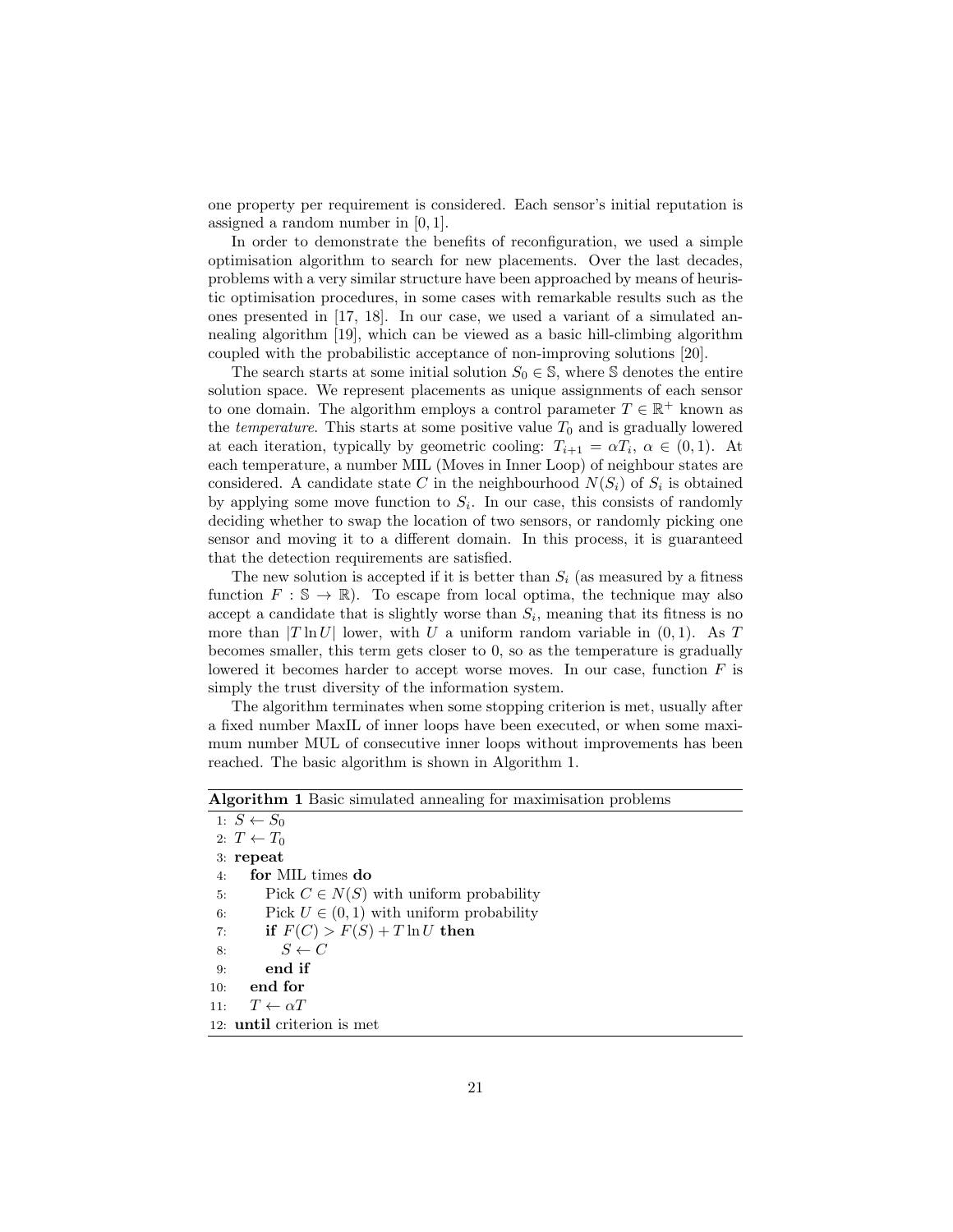one property per requirement is considered. Each sensor's initial reputation is assigned a random number in $[0, 1]$.

In order to demonstrate the benefits of reconfiguration, we used a simple optimisation algorithm to search for new placements. Over the last decades, problems with a very similar structure have been approached by means of heuristic optimisation procedures, in some cases with remarkable results such as the ones presented in [17, 18]. In our case, we used a variant of a simulated annealing algorithm [19], which can be viewed as a basic hill-climbing algorithm coupled with the probabilistic acceptance of non-improving solutions [20].

The search starts at some initial solution $S_0 \in \mathbb{S}$, where $\mathbb{S}$ denotes the entire solution space. We represent placements as unique assignments of each sensor to one domain. The algorithm employs a control parameter $T \in \mathbb{R}^+$ known as the *temperature*. This starts at some positive value $T_0$ and is gradually lowered at each iteration, typically by geometric cooling: $T_{i+1} = \alpha T_i$, $\alpha \in (0, 1)$. At each temperature, a number MIL (Moves in Inner Loop) of neighbour states are considered. A candidate state $C$ in the neighbourhood $N(S_i)$ of $S_i$ is obtained by applying some move function to $S_i$. In our case, this consists of randomly deciding whether to swap the location of two sensors, or randomly picking one sensor and moving it to a different domain. In this process, it is guaranteed that the detection requirements are satisfied.

The new solution is accepted if it is better than $S_i$ (as measured by a fitness function $F : \mathbb{S} \rightarrow \mathbb{R}$). To escape from local optima, the technique may also accept a candidate that is slightly worse than $S_i$, meaning that its fitness is no more than $|T \ln U|$ lower, with $U$ a uniform random variable in $(0, 1)$. As $T$ becomes smaller, this term gets closer to 0, so as the temperature is gradually lowered it becomes harder to accept worse moves. In our case, function $F$ is simply the trust diversity of the information system.

The algorithm terminates when some stopping criterion is met, usually after a fixed number MaxIL of inner loops have been executed, or when some maximum number MUL of consecutive inner loops without improvements has been reached. The basic algorithm is shown in Algorithm 1.

**Algorithm 1** Basic simulated annealing for maximisation problems

```
1:  S ← S_0
2:  T ← T_0
3:  repeat
4:    for MIL times do
5:      Pick C ∈ N(S) with uniform probability
6:      Pick U ∈ (0,1) with uniform probability
7:      if F(C) > F(S) + T ln U then
8:        S ← C
9:      end if
10:   end for
11:   T ← αT
12: until criterion is met
```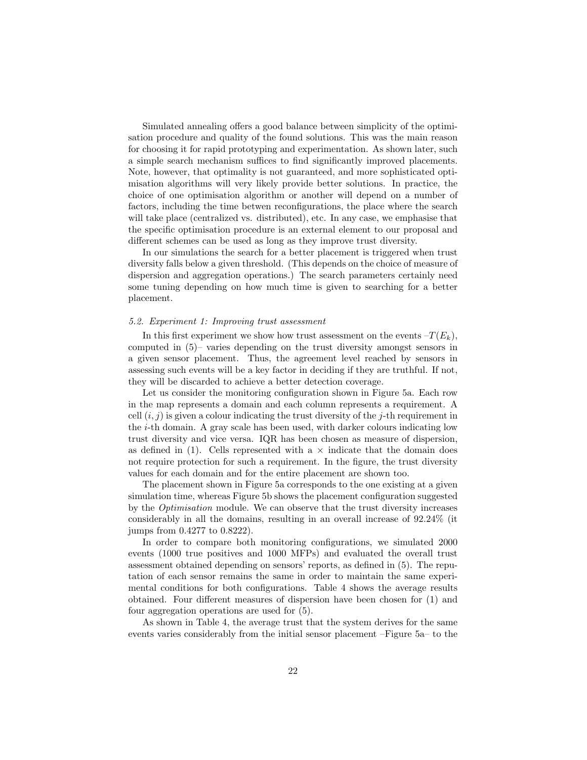Simulated annealing offers a good balance between simplicity of the optimisation procedure and quality of the found solutions. This was the main reason for choosing it for rapid prototyping and experimentation. As shown later, such a simple search mechanism suffices to find significantly improved placements. Note, however, that optimality is not guaranteed, and more sophisticated optimisation algorithms will very likely provide better solutions. In practice, the choice of one optimisation algorithm or another will depend on a number of factors, including the time betwen reconfigurations, the place where the search will take place (centralized vs. distributed), etc. In any case, we emphasise that the specific optimisation procedure is an external element to our proposal and different schemes can be used as long as they improve trust diversity.

In our simulations the search for a better placement is triggered when trust diversity falls below a given threshold. (This depends on the choice of measure of dispersion and aggregation operations.) The search parameters certainly need some tuning depending on how much time is given to searching for a better placement.

### *5.2. Experiment 1: Improving trust assessment*

In this first experiment we show how trust assessment on the events –$T(E_k)$, computed in (5)– varies depending on the trust diversity amongst sensors in a given sensor placement. Thus, the agreement level reached by sensors in assessing such events will be a key factor in deciding if they are truthful. If not, they will be discarded to achieve a better detection coverage.

Let us consider the monitoring configuration shown in Figure 5a. Each row in the map represents a domain and each column represents a requirement. A cell $(i, j)$ is given a colour indicating the trust diversity of the $j$-th requirement in the $i$-th domain. A gray scale has been used, with darker colours indicating low trust diversity and vice versa. IQR has been chosen as measure of dispersion, as defined in (1). Cells represented with a $\times$ indicate that the domain does not require protection for such a requirement. In the figure, the trust diversity values for each domain and for the entire placement are shown too.

The placement shown in Figure 5a corresponds to the one existing at a given simulation time, whereas Figure 5b shows the placement configuration suggested by the *Optimisation* module. We can observe that the trust diversity increases considerably in all the domains, resulting in an overall increase of 92.24% (it jumps from 0.4277 to 0.8222).

In order to compare both monitoring configurations, we simulated 2000 events (1000 true positives and 1000 MFPs) and evaluated the overall trust assessment obtained depending on sensors' reports, as defined in (5). The reputation of each sensor remains the same in order to maintain the same experimental conditions for both configurations. Table 4 shows the average results obtained. Four different measures of dispersion have been chosen for (1) and four aggregation operations are used for (5).

As shown in Table 4, the average trust that the system derives for the same events varies considerably from the initial sensor placement –Figure 5a– to the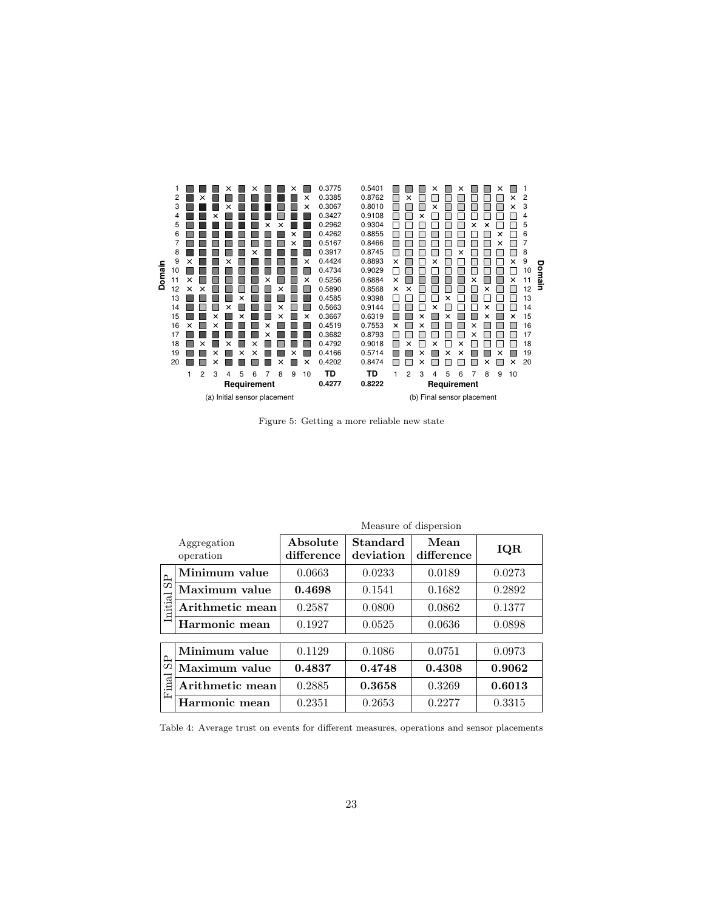Figure 5: Getting a more reliable new state

| | Aggregation operation | Measure of dispersion | | | |
|---|---|---|---|---|---|
| | | **Absolute difference** | **Standard deviation** | **Mean difference** | **IQR** |
| Initial SP | **Minimum value** | 0.0663 | 0.0233 | 0.0189 | 0.0273 |
| Initial SP | **Maximum value** | **0.4698** | 0.1541 | 0.1682 | 0.2892 |
| Initial SP | **Arithmetic mean** | 0.2587 | 0.0800 | 0.0862 | 0.1377 |
| Initial SP | **Harmonic mean** | 0.1927 | 0.0525 | 0.0636 | 0.0898 |
| Final SP | **Minimum value** | 0.1129 | 0.1086 | 0.0751 | 0.0973 |
| Final SP | **Maximum value** | **0.4837** | **0.4748** | **0.4308** | **0.9062** |
| Final SP | **Arithmetic mean** | 0.2885 | **0.3658** | 0.3269 | **0.6013** |
| Final SP | **Harmonic mean** | 0.2351 | 0.2653 | 0.2277 | 0.3315 |

Table 4: Average trust on events for different measures, operations and sensor placements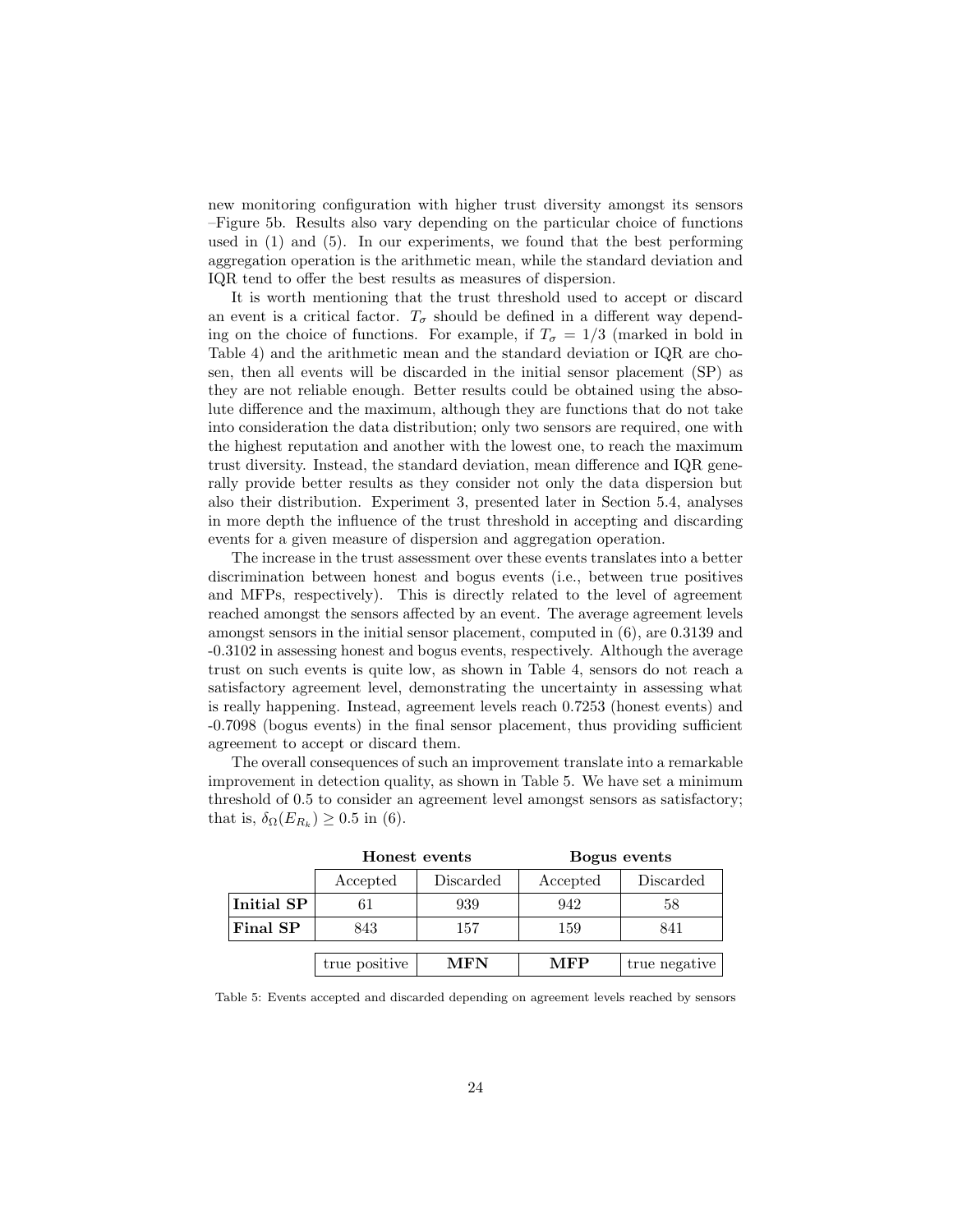new monitoring configuration with higher trust diversity amongst its sensors –Figure 5b. Results also vary depending on the particular choice of functions used in (1) and (5). In our experiments, we found that the best performing aggregation operation is the arithmetic mean, while the standard deviation and IQR tend to offer the best results as measures of dispersion.

It is worth mentioning that the trust threshold used to accept or discard an event is a critical factor. $T_\sigma$ should be defined in a different way depending on the choice of functions. For example, if $T_\sigma = 1/3$ (marked in bold in Table 4) and the arithmetic mean and the standard deviation or IQR are chosen, then all events will be discarded in the initial sensor placement (SP) as they are not reliable enough. Better results could be obtained using the absolute difference and the maximum, although they are functions that do not take into consideration the data distribution; only two sensors are required, one with the highest reputation and another with the lowest one, to reach the maximum trust diversity. Instead, the standard deviation, mean difference and IQR generally provide better results as they consider not only the data dispersion but also their distribution. Experiment 3, presented later in Section 5.4, analyses in more depth the influence of the trust threshold in accepting and discarding events for a given measure of dispersion and aggregation operation.

The increase in the trust assessment over these events translates into a better discrimination between honest and bogus events (i.e., between true positives and MFPs, respectively). This is directly related to the level of agreement reached amongst the sensors affected by an event. The average agreement levels amongst sensors in the initial sensor placement, computed in (6), are 0.3139 and -0.3102 in assessing honest and bogus events, respectively. Although the average trust on such events is quite low, as shown in Table 4, sensors do not reach a satisfactory agreement level, demonstrating the uncertainty in assessing what is really happening. Instead, agreement levels reach 0.7253 (honest events) and -0.7098 (bogus events) in the final sensor placement, thus providing sufficient agreement to accept or discard them.

The overall consequences of such an improvement translate into a remarkable improvement in detection quality, as shown in Table 5. We have set a minimum threshold of 0.5 to consider an agreement level amongst sensors as satisfactory; that is, $\delta_\Omega(E_{R_k}) \geq 0.5$ in (6).

| | **Honest events** | | **Bogus events** | |
|---|---|---|---|---|
| | Accepted | Discarded | Accepted | Discarded |
| **Initial SP** | 61 | 939 | 942 | 58 |
| **Final SP** | 843 | 157 | 159 | 841 |
| | true positive | **MFN** | **MFP** | true negative |

Table 5: Events accepted and discarded depending on agreement levels reached by sensors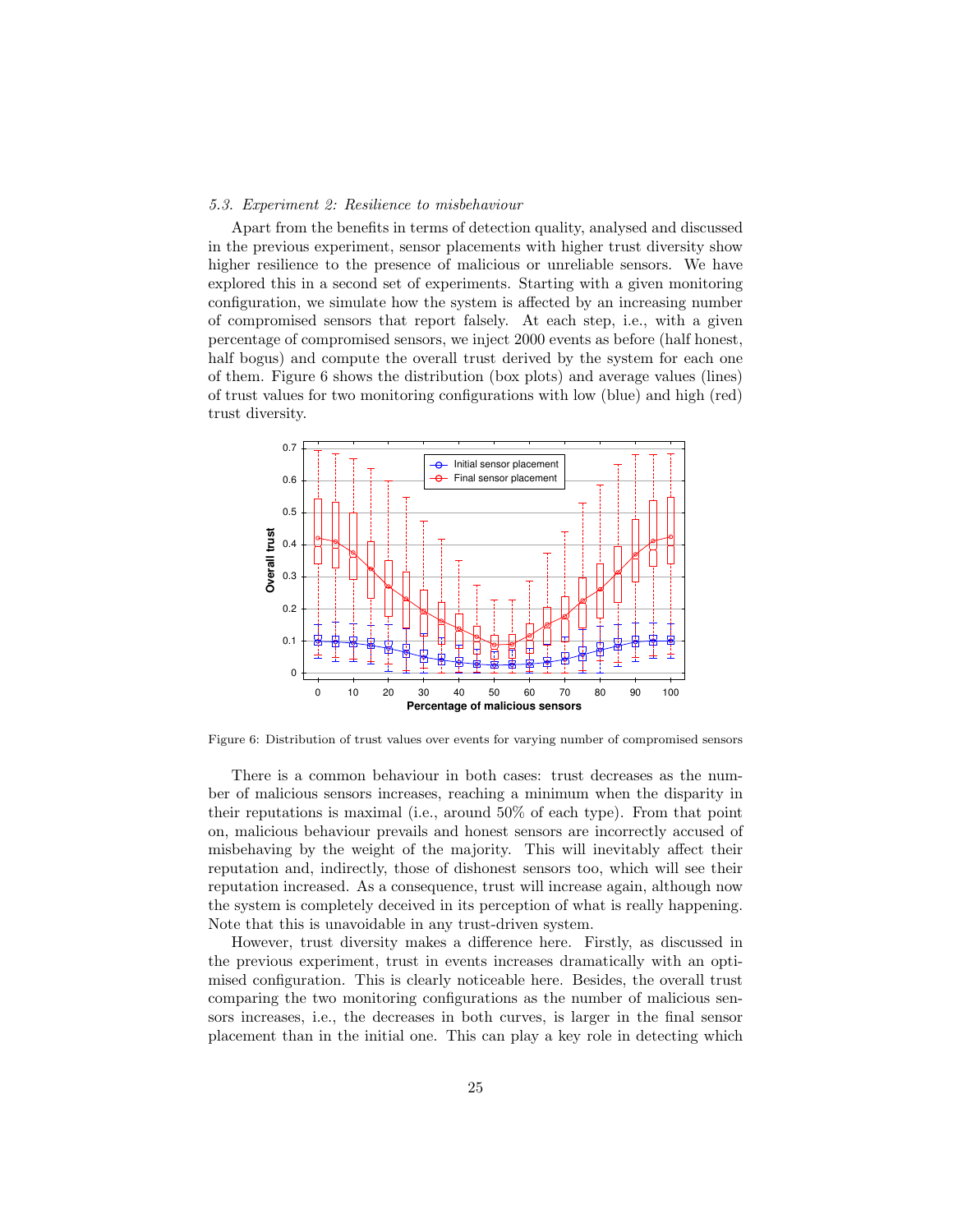### 5.3. Experiment 2: Resilience to misbehaviour

Apart from the benefits in terms of detection quality, analysed and discussed in the previous experiment, sensor placements with higher trust diversity show higher resilience to the presence of malicious or unreliable sensors. We have explored this in a second set of experiments. Starting with a given monitoring configuration, we simulate how the system is affected by an increasing number of compromised sensors that report falsely. At each step, i.e., with a given percentage of compromised sensors, we inject 2000 events as before (half honest, half bogus) and compute the overall trust derived by the system for each one of them. Figure 6 shows the distribution (box plots) and average values (lines) of trust values for two monitoring configurations with low (blue) and high (red) trust diversity.

Figure 6: Distribution of trust values over events for varying number of compromised sensors

There is a common behaviour in both cases: trust decreases as the number of malicious sensors increases, reaching a minimum when the disparity in their reputations is maximal (i.e., around 50% of each type). From that point on, malicious behaviour prevails and honest sensors are incorrectly accused of misbehaving by the weight of the majority. This will inevitably affect their reputation and, indirectly, those of dishonest sensors too, which will see their reputation increased. As a consequence, trust will increase again, although now the system is completely deceived in its perception of what is really happening. Note that this is unavoidable in any trust-driven system.

However, trust diversity makes a difference here. Firstly, as discussed in the previous experiment, trust in events increases dramatically with an optimised configuration. This is clearly noticeable here. Besides, the overall trust comparing the two monitoring configurations as the number of malicious sensors increases, i.e., the decreases in both curves, is larger in the final sensor placement than in the initial one. This can play a key role in detecting which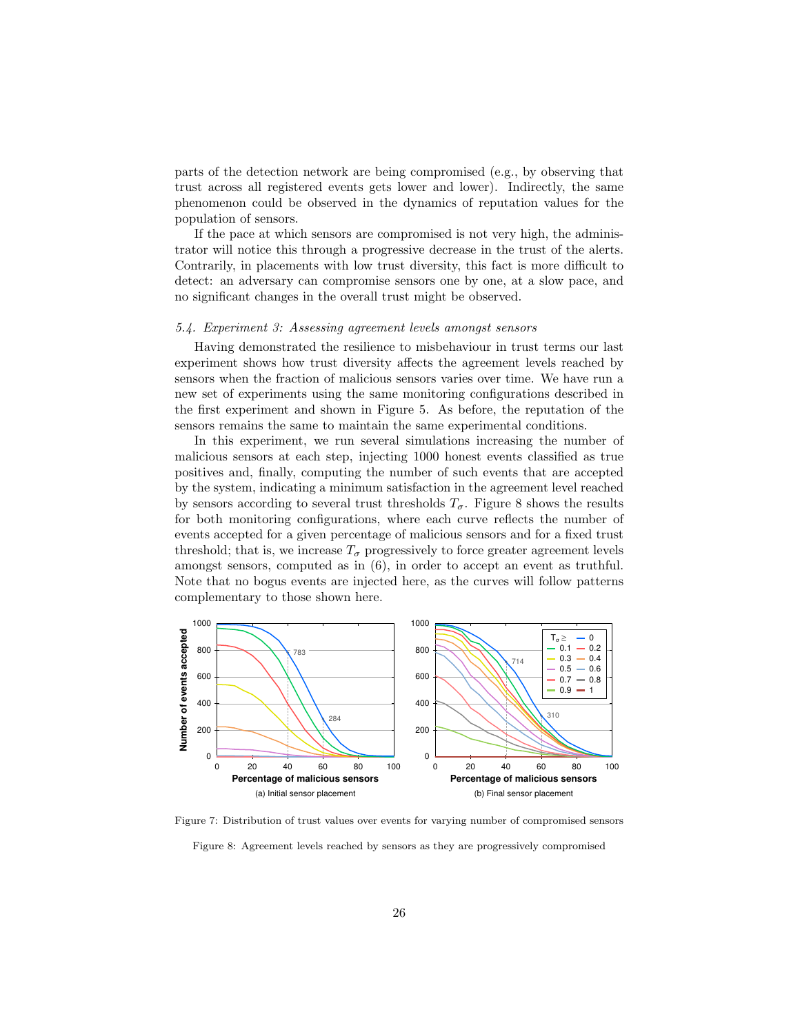parts of the detection network are being compromised (e.g., by observing that trust across all registered events gets lower and lower). Indirectly, the same phenomenon could be observed in the dynamics of reputation values for the population of sensors.

If the pace at which sensors are compromised is not very high, the administrator will notice this through a progressive decrease in the trust of the alerts. Contrarily, in placements with low trust diversity, this fact is more difficult to detect: an adversary can compromise sensors one by one, at a slow pace, and no significant changes in the overall trust might be observed.

### 5.4. Experiment 3: Assessing agreement levels amongst sensors

Having demonstrated the resilience to misbehaviour in trust terms our last experiment shows how trust diversity affects the agreement levels reached by sensors when the fraction of malicious sensors varies over time. We have run a new set of experiments using the same monitoring configurations described in the first experiment and shown in Figure 5. As before, the reputation of the sensors remains the same to maintain the same experimental conditions.

In this experiment, we run several simulations increasing the number of malicious sensors at each step, injecting 1000 honest events classified as true positives and, finally, computing the number of such events that are accepted by the system, indicating a minimum satisfaction in the agreement level reached by sensors according to several trust thresholds $T_\sigma$. Figure 8 shows the results for both monitoring configurations, where each curve reflects the number of events accepted for a given percentage of malicious sensors and for a fixed trust threshold; that is, we increase $T_\sigma$ progressively to force greater agreement levels amongst sensors, computed as in (6), in order to accept an event as truthful. Note that no bogus events are injected here, as the curves will follow patterns complementary to those shown here.

(a) Initial sensor placement

(b) Final sensor placement

Figure 7: Distribution of trust values over events for varying number of compromised sensors

Figure 8: Agreement levels reached by sensors as they are progressively compromised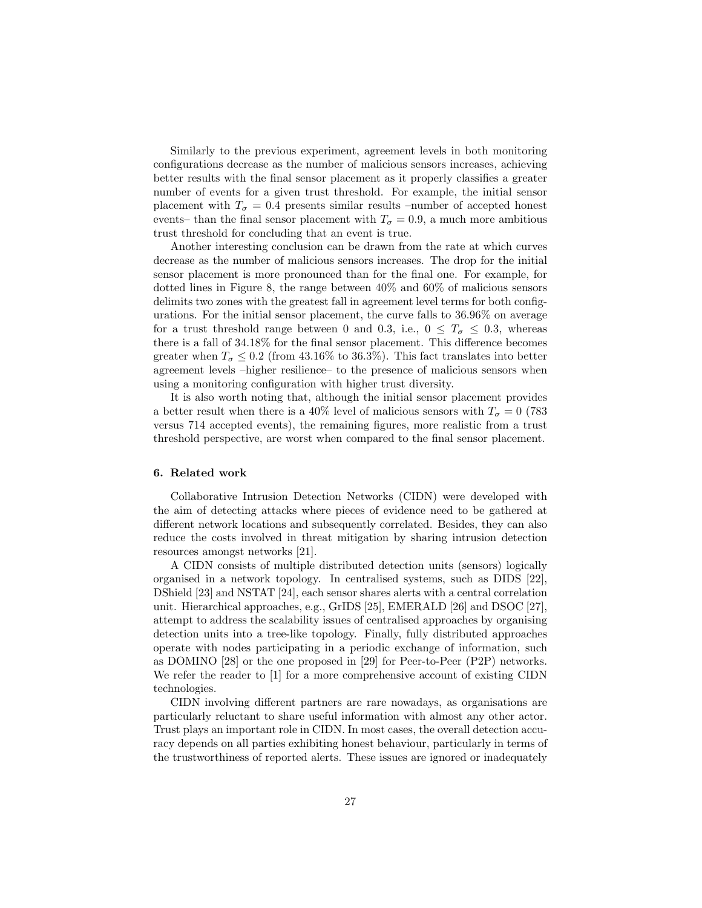Similarly to the previous experiment, agreement levels in both monitoring configurations decrease as the number of malicious sensors increases, achieving better results with the final sensor placement as it properly classifies a greater number of events for a given trust threshold. For example, the initial sensor placement with $T_\sigma = 0.4$ presents similar results –number of accepted honest events– than the final sensor placement with $T_\sigma = 0.9$, a much more ambitious trust threshold for concluding that an event is true.

Another interesting conclusion can be drawn from the rate at which curves decrease as the number of malicious sensors increases. The drop for the initial sensor placement is more pronounced than for the final one. For example, for dotted lines in Figure 8, the range between 40% and 60% of malicious sensors delimits two zones with the greatest fall in agreement level terms for both configurations. For the initial sensor placement, the curve falls to 36.96% on average for a trust threshold range between 0 and 0.3, i.e., $0 \leq T_\sigma \leq 0.3$, whereas there is a fall of 34.18% for the final sensor placement. This difference becomes greater when $T_\sigma \leq 0.2$ (from 43.16% to 36.3%). This fact translates into better agreement levels –higher resilience– to the presence of malicious sensors when using a monitoring configuration with higher trust diversity.

It is also worth noting that, although the initial sensor placement provides a better result when there is a 40% level of malicious sensors with $T_\sigma = 0$ (783 versus 714 accepted events), the remaining figures, more realistic from a trust threshold perspective, are worst when compared to the final sensor placement.

## 6. Related work

Collaborative Intrusion Detection Networks (CIDN) were developed with the aim of detecting attacks where pieces of evidence need to be gathered at different network locations and subsequently correlated. Besides, they can also reduce the costs involved in threat mitigation by sharing intrusion detection resources amongst networks [21].

A CIDN consists of multiple distributed detection units (sensors) logically organised in a network topology. In centralised systems, such as DIDS [22], DShield [23] and NSTAT [24], each sensor shares alerts with a central correlation unit. Hierarchical approaches, e.g., GrIDS [25], EMERALD [26] and DSOC [27], attempt to address the scalability issues of centralised approaches by organising detection units into a tree-like topology. Finally, fully distributed approaches operate with nodes participating in a periodic exchange of information, such as DOMINO [28] or the one proposed in [29] for Peer-to-Peer (P2P) networks. We refer the reader to [1] for a more comprehensive account of existing CIDN technologies.

CIDN involving different partners are rare nowadays, as organisations are particularly reluctant to share useful information with almost any other actor. Trust plays an important role in CIDN. In most cases, the overall detection accuracy depends on all parties exhibiting honest behaviour, particularly in terms of the trustworthiness of reported alerts. These issues are ignored or inadequately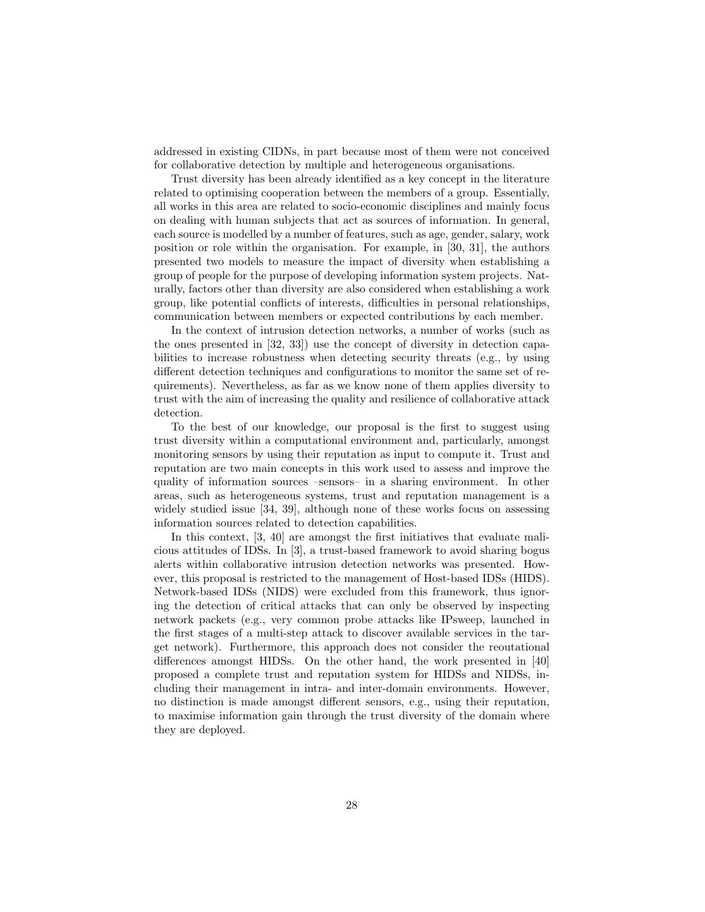addressed in existing CIDNs, in part because most of them were not conceived for collaborative detection by multiple and heterogeneous organisations.

Trust diversity has been already identified as a key concept in the literature related to optimising cooperation between the members of a group. Essentially, all works in this area are related to socio-economic disciplines and mainly focus on dealing with human subjects that act as sources of information. In general, each source is modelled by a number of features, such as age, gender, salary, work position or role within the organisation. For example, in [30, 31], the authors presented two models to measure the impact of diversity when establishing a group of people for the purpose of developing information system projects. Naturally, factors other than diversity are also considered when establishing a work group, like potential conflicts of interests, difficulties in personal relationships, communication between members or expected contributions by each member.

In the context of intrusion detection networks, a number of works (such as the ones presented in [32, 33]) use the concept of diversity in detection capabilities to increase robustness when detecting security threats (e.g., by using different detection techniques and configurations to monitor the same set of requirements). Nevertheless, as far as we know none of them applies diversity to trust with the aim of increasing the quality and resilience of collaborative attack detection.

To the best of our knowledge, our proposal is the first to suggest using trust diversity within a computational environment and, particularly, amongst monitoring sensors by using their reputation as input to compute it. Trust and reputation are two main concepts in this work used to assess and improve the quality of information sources –sensors– in a sharing environment. In other areas, such as heterogeneous systems, trust and reputation management is a widely studied issue [34, 39], although none of these works focus on assessing information sources related to detection capabilities.

In this context, [3, 40] are amongst the first initiatives that evaluate malicious attitudes of IDSs. In [3], a trust-based framework to avoid sharing bogus alerts within collaborative intrusion detection networks was presented. However, this proposal is restricted to the management of Host-based IDSs (HIDS). Network-based IDSs (NIDS) were excluded from this framework, thus ignoring the detection of critical attacks that can only be observed by inspecting network packets (e.g., very common probe attacks like IPsweep, launched in the first stages of a multi-step attack to discover available services in the target network). Furthermore, this approach does not consider the reoutational differences amongst HIDSs. On the other hand, the work presented in [40] proposed a complete trust and reputation system for HIDSs and NIDSs, including their management in intra- and inter-domain environments. However, no distinction is made amongst different sensors, e.g., using their reputation, to maximise information gain through the trust diversity of the domain where they are deployed.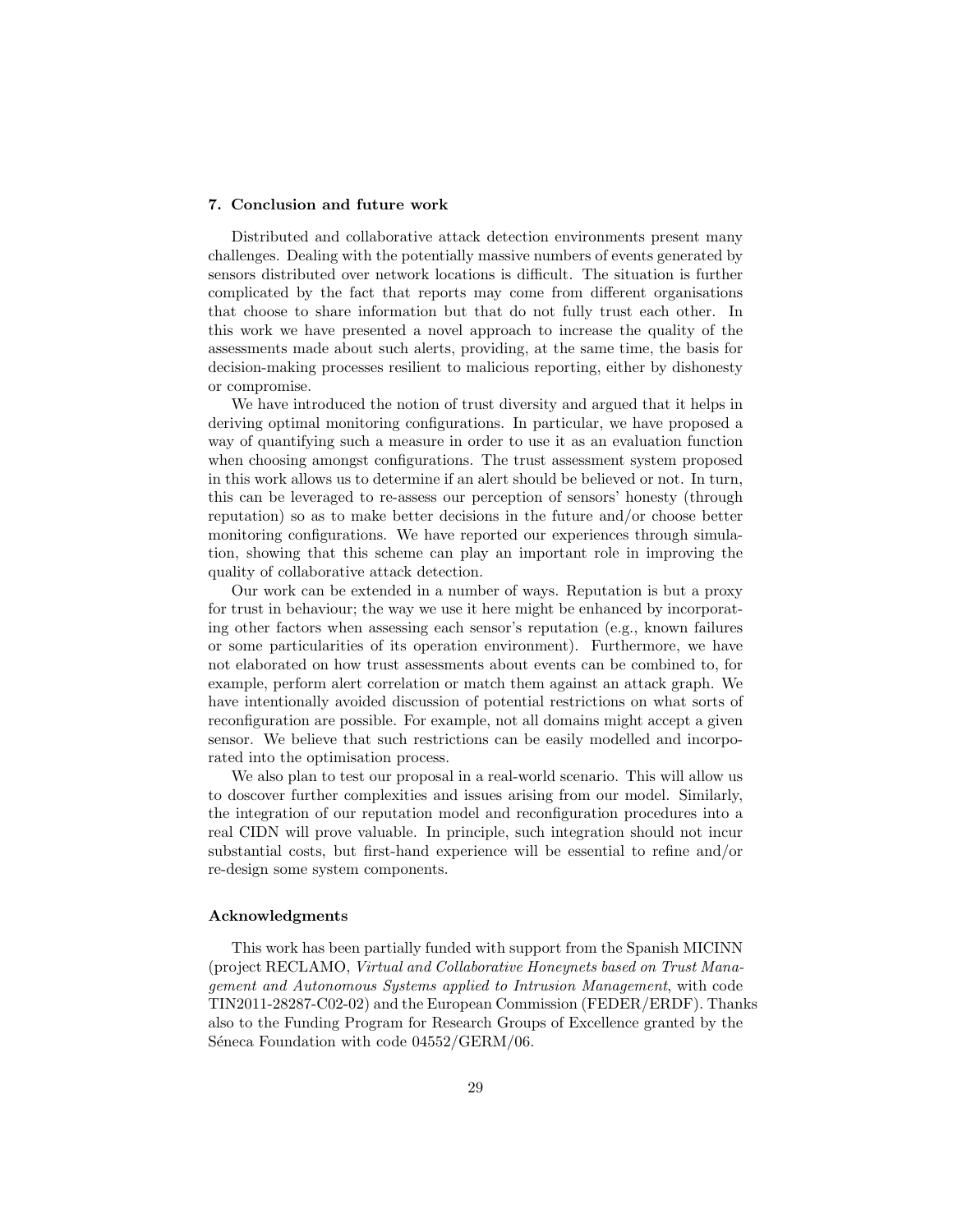## 7. Conclusion and future work

Distributed and collaborative attack detection environments present many challenges. Dealing with the potentially massive numbers of events generated by sensors distributed over network locations is difficult. The situation is further complicated by the fact that reports may come from different organisations that choose to share information but that do not fully trust each other. In this work we have presented a novel approach to increase the quality of the assessments made about such alerts, providing, at the same time, the basis for decision-making processes resilient to malicious reporting, either by dishonesty or compromise.

We have introduced the notion of trust diversity and argued that it helps in deriving optimal monitoring configurations. In particular, we have proposed a way of quantifying such a measure in order to use it as an evaluation function when choosing amongst configurations. The trust assessment system proposed in this work allows us to determine if an alert should be believed or not. In turn, this can be leveraged to re-assess our perception of sensors' honesty (through reputation) so as to make better decisions in the future and/or choose better monitoring configurations. We have reported our experiences through simulation, showing that this scheme can play an important role in improving the quality of collaborative attack detection.

Our work can be extended in a number of ways. Reputation is but a proxy for trust in behaviour; the way we use it here might be enhanced by incorporating other factors when assessing each sensor's reputation (e.g., known failures or some particularities of its operation environment). Furthermore, we have not elaborated on how trust assessments about events can be combined to, for example, perform alert correlation or match them against an attack graph. We have intentionally avoided discussion of potential restrictions on what sorts of reconfiguration are possible. For example, not all domains might accept a given sensor. We believe that such restrictions can be easily modelled and incorporated into the optimisation process.

We also plan to test our proposal in a real-world scenario. This will allow us to doscover further complexities and issues arising from our model. Similarly, the integration of our reputation model and reconfiguration procedures into a real CIDN will prove valuable. In principle, such integration should not incur substantial costs, but first-hand experience will be essential to refine and/or re-design some system components.

### Acknowledgments

This work has been partially funded with support from the Spanish MICINN (project RECLAMO, *Virtual and Collaborative Honeynets based on Trust Management and Autonomous Systems applied to Intrusion Management*, with code TIN2011-28287-C02-02) and the European Commission (FEDER/ERDF). Thanks also to the Funding Program for Research Groups of Excellence granted by the Séneca Foundation with code 04552/GERM/06.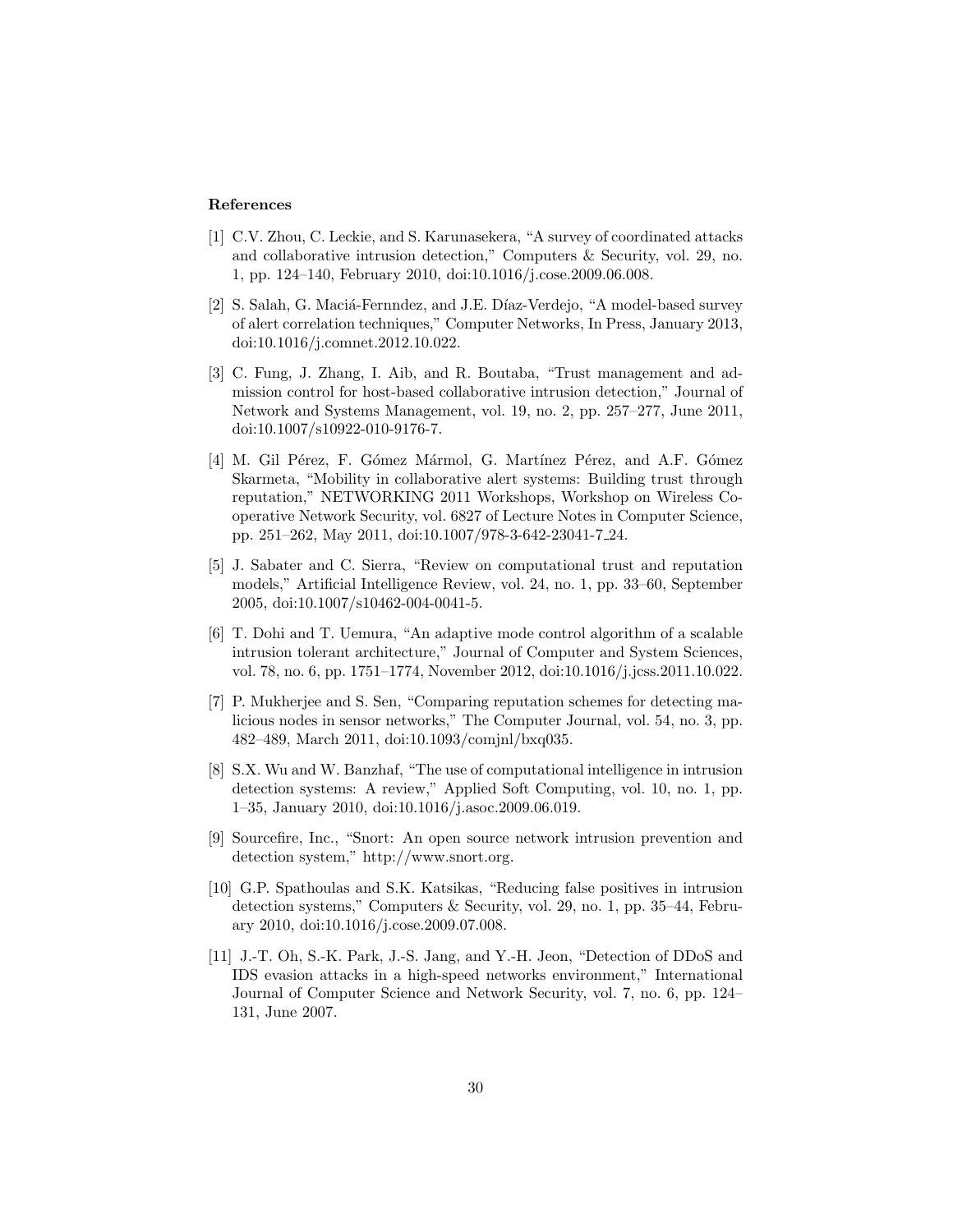## References

[1] C.V. Zhou, C. Leckie, and S. Karunasekera, "A survey of coordinated attacks and collaborative intrusion detection," Computers & Security, vol. 29, no. 1, pp. 124–140, February 2010, doi:10.1016/j.cose.2009.06.008.

[2] S. Salah, G. Maciá-Fernndez, and J.E. Díaz-Verdejo, "A model-based survey of alert correlation techniques," Computer Networks, In Press, January 2013, doi:10.1016/j.comnet.2012.10.022.

[3] C. Fung, J. Zhang, I. Aib, and R. Boutaba, "Trust management and admission control for host-based collaborative intrusion detection," Journal of Network and Systems Management, vol. 19, no. 2, pp. 257–277, June 2011, doi:10.1007/s10922-010-9176-7.

[4] M. Gil Pérez, F. Gómez Mármol, G. Martínez Pérez, and A.F. Gómez Skarmeta, "Mobility in collaborative alert systems: Building trust through reputation," NETWORKING 2011 Workshops, Workshop on Wireless Cooperative Network Security, vol. 6827 of Lecture Notes in Computer Science, pp. 251–262, May 2011, doi:10.1007/978-3-642-23041-7_24.

[5] J. Sabater and C. Sierra, "Review on computational trust and reputation models," Artificial Intelligence Review, vol. 24, no. 1, pp. 33–60, September 2005, doi:10.1007/s10462-004-0041-5.

[6] T. Dohi and T. Uemura, "An adaptive mode control algorithm of a scalable intrusion tolerant architecture," Journal of Computer and System Sciences, vol. 78, no. 6, pp. 1751–1774, November 2012, doi:10.1016/j.jcss.2011.10.022.

[7] P. Mukherjee and S. Sen, "Comparing reputation schemes for detecting malicious nodes in sensor networks," The Computer Journal, vol. 54, no. 3, pp. 482–489, March 2011, doi:10.1093/comjnl/bxq035.

[8] S.X. Wu and W. Banzhaf, "The use of computational intelligence in intrusion detection systems: A review," Applied Soft Computing, vol. 10, no. 1, pp. 1–35, January 2010, doi:10.1016/j.asoc.2009.06.019.

[9] Sourcefire, Inc., "Snort: An open source network intrusion prevention and detection system," http://www.snort.org.

[10] G.P. Spathoulas and S.K. Katsikas, "Reducing false positives in intrusion detection systems," Computers & Security, vol. 29, no. 1, pp. 35–44, February 2010, doi:10.1016/j.cose.2009.07.008.

[11] J.-T. Oh, S.-K. Park, J.-S. Jang, and Y.-H. Jeon, "Detection of DDoS and IDS evasion attacks in a high-speed networks environment," International Journal of Computer Science and Network Security, vol. 7, no. 6, pp. 124–131, June 2007.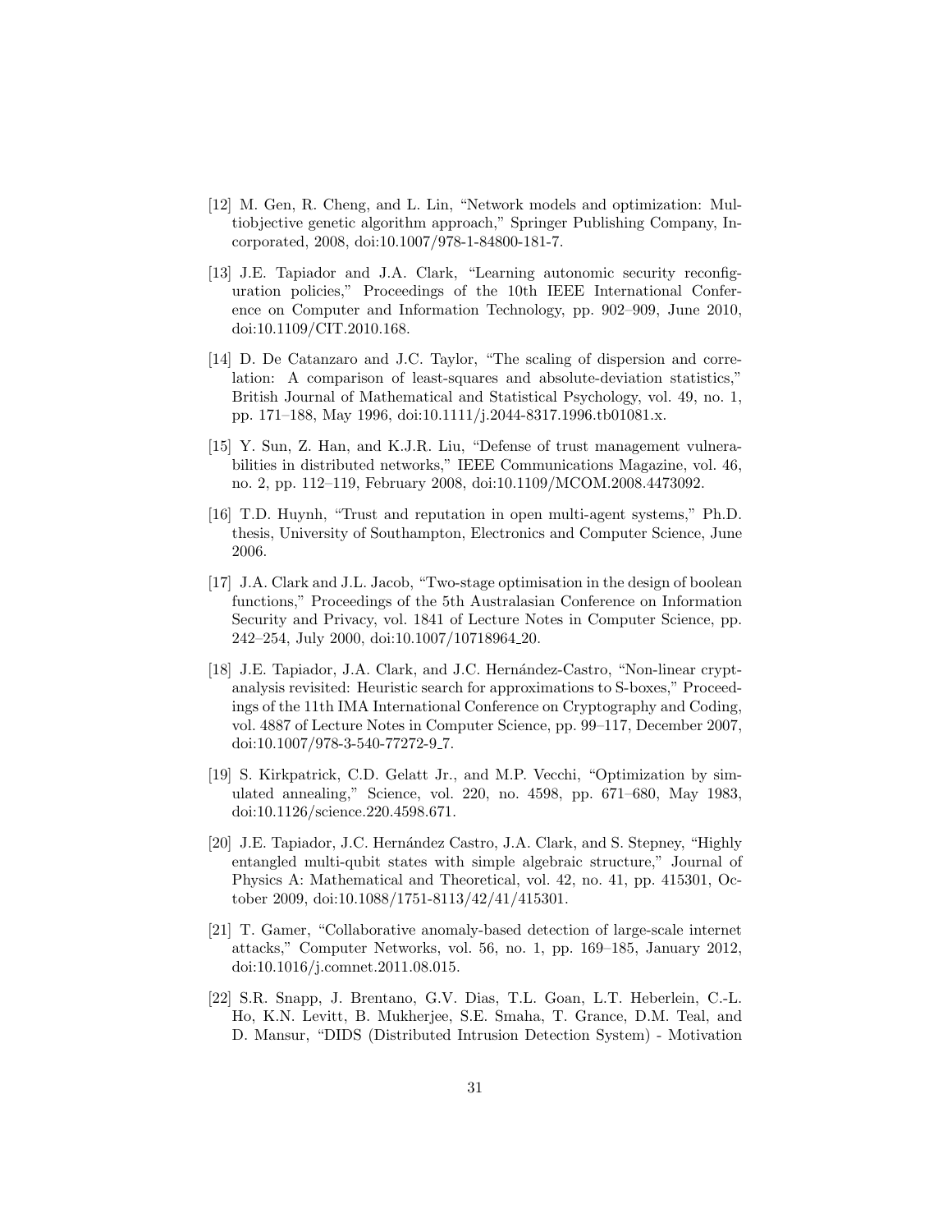[12] M. Gen, R. Cheng, and L. Lin, "Network models and optimization: Multiobjective genetic algorithm approach," Springer Publishing Company, Incorporated, 2008, doi:10.1007/978-1-84800-181-7.

[13] J.E. Tapiador and J.A. Clark, "Learning autonomic security reconfiguration policies," Proceedings of the 10th IEEE International Conference on Computer and Information Technology, pp. 902–909, June 2010, doi:10.1109/CIT.2010.168.

[14] D. De Catanzaro and J.C. Taylor, "The scaling of dispersion and correlation: A comparison of least-squares and absolute-deviation statistics," British Journal of Mathematical and Statistical Psychology, vol. 49, no. 1, pp. 171–188, May 1996, doi:10.1111/j.2044-8317.1996.tb01081.x.

[15] Y. Sun, Z. Han, and K.J.R. Liu, "Defense of trust management vulnerabilities in distributed networks," IEEE Communications Magazine, vol. 46, no. 2, pp. 112–119, February 2008, doi:10.1109/MCOM.2008.4473092.

[16] T.D. Huynh, "Trust and reputation in open multi-agent systems," Ph.D. thesis, University of Southampton, Electronics and Computer Science, June 2006.

[17] J.A. Clark and J.L. Jacob, "Two-stage optimisation in the design of boolean functions," Proceedings of the 5th Australasian Conference on Information Security and Privacy, vol. 1841 of Lecture Notes in Computer Science, pp. 242–254, July 2000, doi:10.1007/10718964_20.

[18] J.E. Tapiador, J.A. Clark, and J.C. Hernández-Castro, "Non-linear cryptanalysis revisited: Heuristic search for approximations to S-boxes," Proceedings of the 11th IMA International Conference on Cryptography and Coding, vol. 4887 of Lecture Notes in Computer Science, pp. 99–117, December 2007, doi:10.1007/978-3-540-77272-9_7.

[19] S. Kirkpatrick, C.D. Gelatt Jr., and M.P. Vecchi, "Optimization by simulated annealing," Science, vol. 220, no. 4598, pp. 671–680, May 1983, doi:10.1126/science.220.4598.671.

[20] J.E. Tapiador, J.C. Hernández Castro, J.A. Clark, and S. Stepney, "Highly entangled multi-qubit states with simple algebraic structure," Journal of Physics A: Mathematical and Theoretical, vol. 42, no. 41, pp. 415301, October 2009, doi:10.1088/1751-8113/42/41/415301.

[21] T. Gamer, "Collaborative anomaly-based detection of large-scale internet attacks," Computer Networks, vol. 56, no. 1, pp. 169–185, January 2012, doi:10.1016/j.comnet.2011.08.015.

[22] S.R. Snapp, J. Brentano, G.V. Dias, T.L. Goan, L.T. Heberlein, C.-L. Ho, K.N. Levitt, B. Mukherjee, S.E. Smaha, T. Grance, D.M. Teal, and D. Mansur, "DIDS (Distributed Intrusion Detection System) - Motivation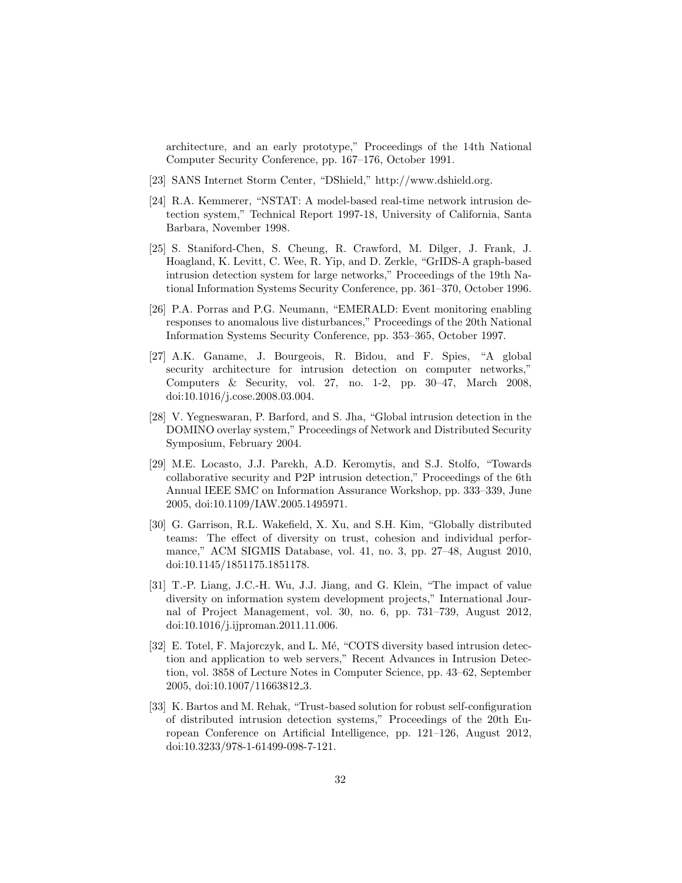architecture, and an early prototype," Proceedings of the 14th National Computer Security Conference, pp. 167–176, October 1991.

[23] SANS Internet Storm Center, "DShield," http://www.dshield.org.

[24] R.A. Kemmerer, "NSTAT: A model-based real-time network intrusion detection system," Technical Report 1997-18, University of California, Santa Barbara, November 1998.

[25] S. Staniford-Chen, S. Cheung, R. Crawford, M. Dilger, J. Frank, J. Hoagland, K. Levitt, C. Wee, R. Yip, and D. Zerkle, "GrIDS-A graph-based intrusion detection system for large networks," Proceedings of the 19th National Information Systems Security Conference, pp. 361–370, October 1996.

[26] P.A. Porras and P.G. Neumann, "EMERALD: Event monitoring enabling responses to anomalous live disturbances," Proceedings of the 20th National Information Systems Security Conference, pp. 353–365, October 1997.

[27] A.K. Ganame, J. Bourgeois, R. Bidou, and F. Spies, "A global security architecture for intrusion detection on computer networks," Computers & Security, vol. 27, no. 1-2, pp. 30–47, March 2008, doi:10.1016/j.cose.2008.03.004.

[28] V. Yegneswaran, P. Barford, and S. Jha, "Global intrusion detection in the DOMINO overlay system," Proceedings of Network and Distributed Security Symposium, February 2004.

[29] M.E. Locasto, J.J. Parekh, A.D. Keromytis, and S.J. Stolfo, "Towards collaborative security and P2P intrusion detection," Proceedings of the 6th Annual IEEE SMC on Information Assurance Workshop, pp. 333–339, June 2005, doi:10.1109/IAW.2005.1495971.

[30] G. Garrison, R.L. Wakefield, X. Xu, and S.H. Kim, "Globally distributed teams: The effect of diversity on trust, cohesion and individual performance," ACM SIGMIS Database, vol. 41, no. 3, pp. 27–48, August 2010, doi:10.1145/1851175.1851178.

[31] T.-P. Liang, J.C.-H. Wu, J.J. Jiang, and G. Klein, "The impact of value diversity on information system development projects," International Journal of Project Management, vol. 30, no. 6, pp. 731–739, August 2012, doi:10.1016/j.ijproman.2011.11.006.

[32] E. Totel, F. Majorczyk, and L. Mé, "COTS diversity based intrusion detection and application to web servers," Recent Advances in Intrusion Detection, vol. 3858 of Lecture Notes in Computer Science, pp. 43–62, September 2005, doi:10.1007/11663812_3.

[33] K. Bartos and M. Rehak, "Trust-based solution for robust self-configuration of distributed intrusion detection systems," Proceedings of the 20th European Conference on Artificial Intelligence, pp. 121–126, August 2012, doi:10.3233/978-1-61499-098-7-121.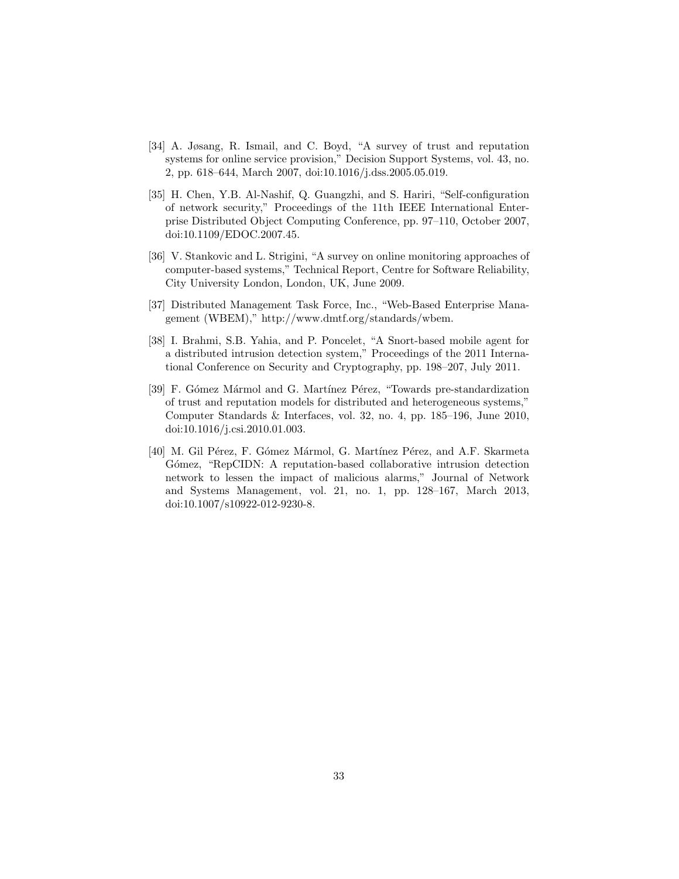[34] A. Jøsang, R. Ismail, and C. Boyd, "A survey of trust and reputation systems for online service provision," Decision Support Systems, vol. 43, no. 2, pp. 618–644, March 2007, doi:10.1016/j.dss.2005.05.019.

[35] H. Chen, Y.B. Al-Nashif, Q. Guangzhi, and S. Hariri, "Self-configuration of network security," Proceedings of the 11th IEEE International Enterprise Distributed Object Computing Conference, pp. 97–110, October 2007, doi:10.1109/EDOC.2007.45.

[36] V. Stankovic and L. Strigini, "A survey on online monitoring approaches of computer-based systems," Technical Report, Centre for Software Reliability, City University London, London, UK, June 2009.

[37] Distributed Management Task Force, Inc., "Web-Based Enterprise Management (WBEM)," http://www.dmtf.org/standards/wbem.

[38] I. Brahmi, S.B. Yahia, and P. Poncelet, "A Snort-based mobile agent for a distributed intrusion detection system," Proceedings of the 2011 International Conference on Security and Cryptography, pp. 198–207, July 2011.

[39] F. Gómez Mármol and G. Martínez Pérez, "Towards pre-standardization of trust and reputation models for distributed and heterogeneous systems," Computer Standards & Interfaces, vol. 32, no. 4, pp. 185–196, June 2010, doi:10.1016/j.csi.2010.01.003.

[40] M. Gil Pérez, F. Gómez Mármol, G. Martínez Pérez, and A.F. Skarmeta Gómez, "RepCIDN: A reputation-based collaborative intrusion detection network to lessen the impact of malicious alarms," Journal of Network and Systems Management, vol. 21, no. 1, pp. 128–167, March 2013, doi:10.1007/s10922-012-9230-8.